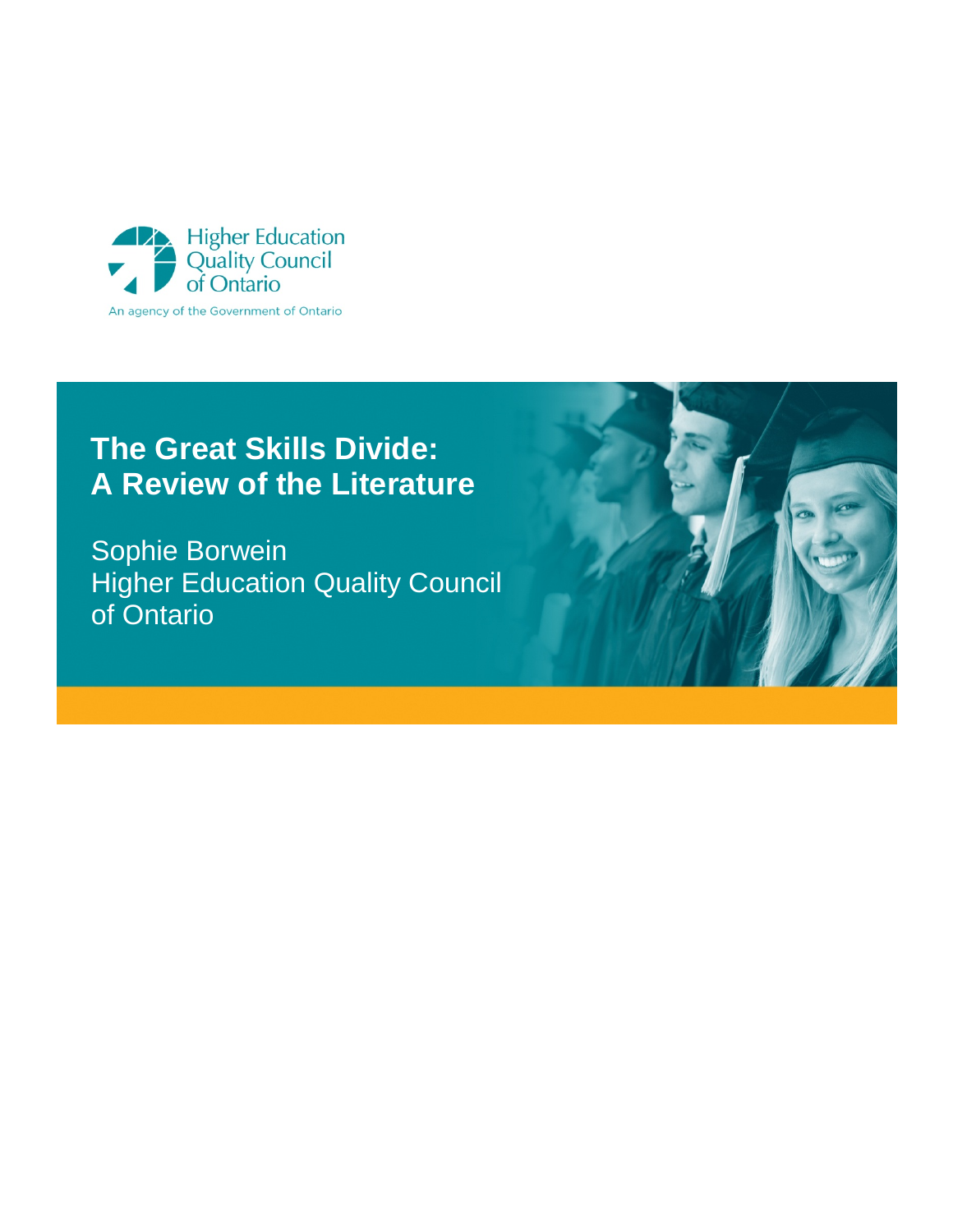Higher Education Quality Council of Ontario

An agency of the Government of Ontario

# The Great Skills Divide: A Review of the Literature

Sophie Borwein
Higher Education Quality Council of Ontario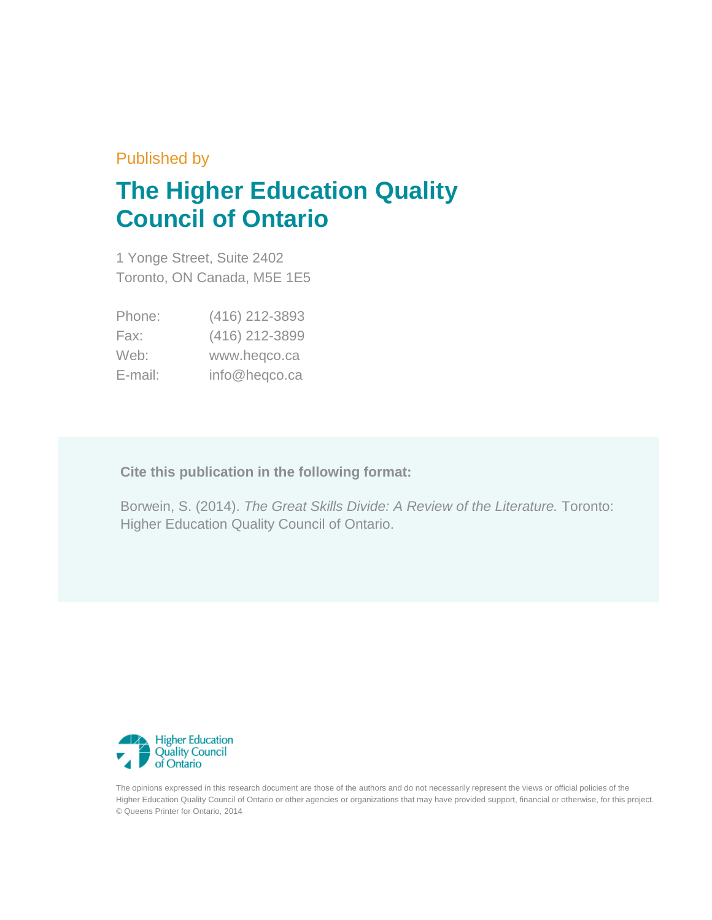Published by

# The Higher Education Quality Council of Ontario

1 Yonge Street, Suite 2402
Toronto, ON Canada, M5E 1E5

| | |
|---|---|
| Phone: | (416) 212-3893 |
| Fax: | (416) 212-3899 |
| Web: | www.heqco.ca |
| E-mail: | info@heqco.ca |

**Cite this publication in the following format:**

Borwein, S. (2014). *The Great Skills Divide: A Review of the Literature.* Toronto: Higher Education Quality Council of Ontario.

Higher Education Quality Council of Ontario

The opinions expressed in this research document are those of the authors and do not necessarily represent the views or official policies of the Higher Education Quality Council of Ontario or other agencies or organizations that may have provided support, financial or otherwise, for this project. © Queens Printer for Ontario, 2014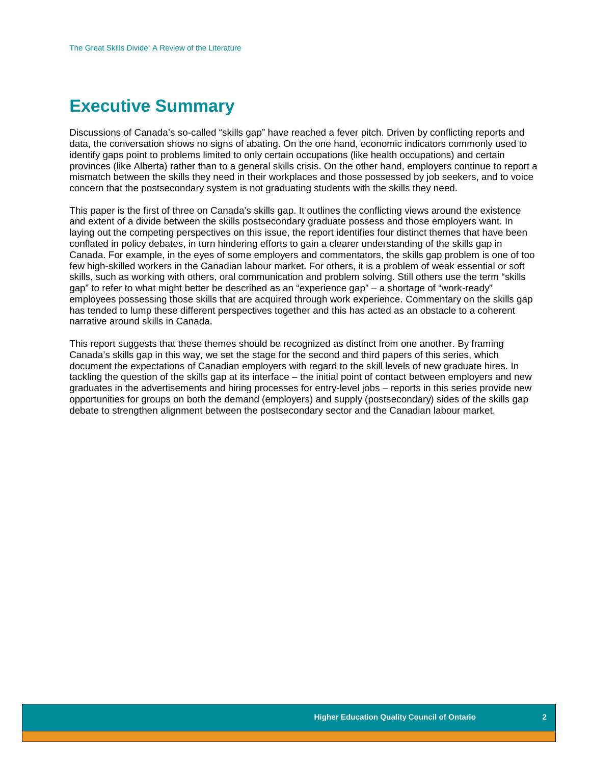# Executive Summary

Discussions of Canada's so-called "skills gap" have reached a fever pitch. Driven by conflicting reports and data, the conversation shows no signs of abating. On the one hand, economic indicators commonly used to identify gaps point to problems limited to only certain occupations (like health occupations) and certain provinces (like Alberta) rather than to a general skills crisis. On the other hand, employers continue to report a mismatch between the skills they need in their workplaces and those possessed by job seekers, and to voice concern that the postsecondary system is not graduating students with the skills they need.

This paper is the first of three on Canada's skills gap. It outlines the conflicting views around the existence and extent of a divide between the skills postsecondary graduate possess and those employers want. In laying out the competing perspectives on this issue, the report identifies four distinct themes that have been conflated in policy debates, in turn hindering efforts to gain a clearer understanding of the skills gap in Canada. For example, in the eyes of some employers and commentators, the skills gap problem is one of too few high-skilled workers in the Canadian labour market. For others, it is a problem of weak essential or soft skills, such as working with others, oral communication and problem solving. Still others use the term "skills gap" to refer to what might better be described as an "experience gap" – a shortage of "work-ready" employees possessing those skills that are acquired through work experience. Commentary on the skills gap has tended to lump these different perspectives together and this has acted as an obstacle to a coherent narrative around skills in Canada.

This report suggests that these themes should be recognized as distinct from one another. By framing Canada's skills gap in this way, we set the stage for the second and third papers of this series, which document the expectations of Canadian employers with regard to the skill levels of new graduate hires. In tackling the question of the skills gap at its interface – the initial point of contact between employers and new graduates in the advertisements and hiring processes for entry-level jobs – reports in this series provide new opportunities for groups on both the demand (employers) and supply (postsecondary) sides of the skills gap debate to strengthen alignment between the postsecondary sector and the Canadian labour market.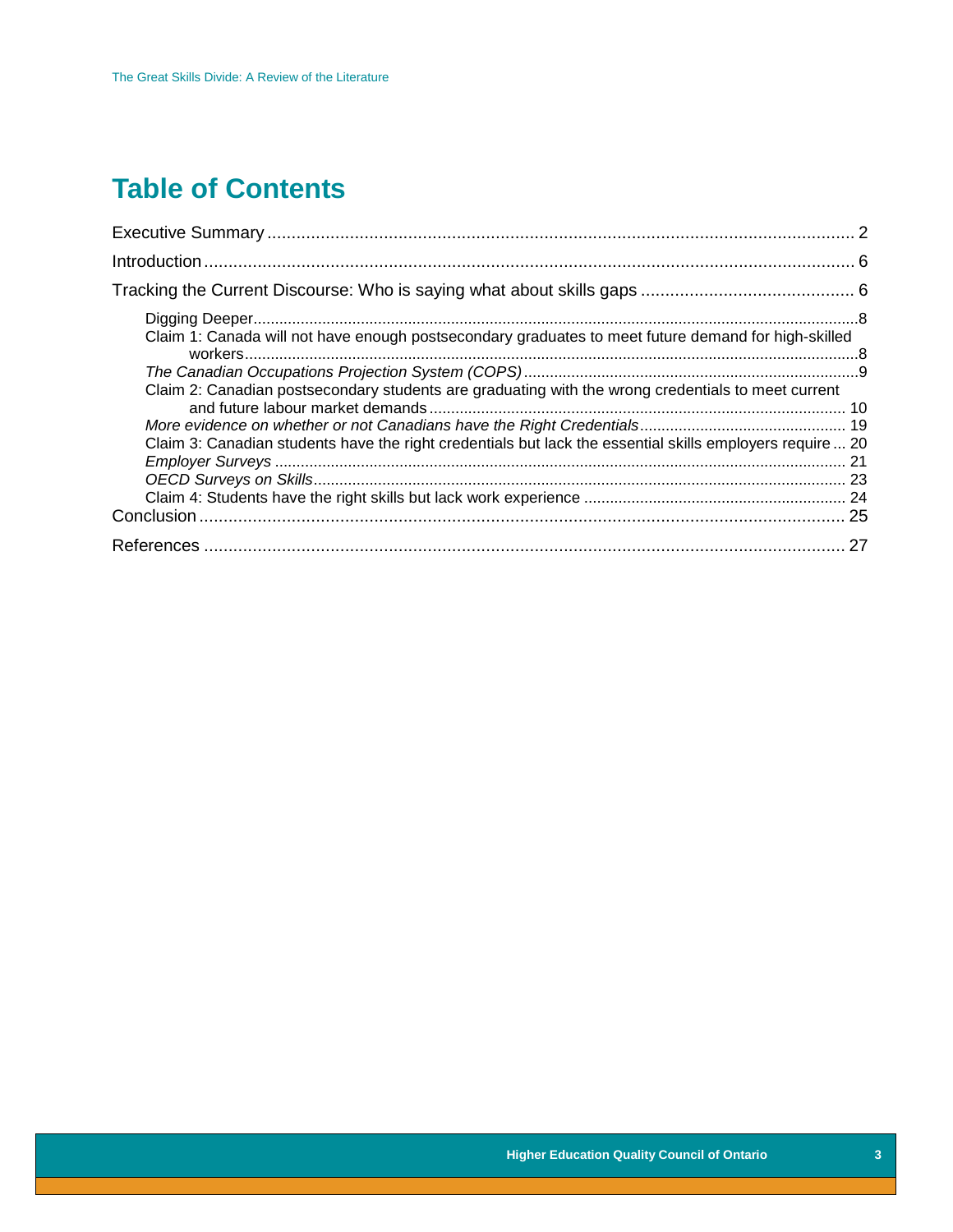# Table of Contents

Executive Summary ........................................................................................................................ 2

Introduction ..................................................................................................................................... 6

Tracking the Current Discourse: Who is saying what about skills gaps .......................................... 6

- Digging Deeper ........................................................................................................................ 8
- Claim 1: Canada will not have enough postsecondary graduates to meet future demand for high-skilled workers ........................................................................................................................ 8
- *The Canadian Occupations Projection System (COPS)* ........................................................ 9
- Claim 2: Canadian postsecondary students are graduating with the wrong credentials to meet current and future labour market demands ................................................................................ 10
- *More evidence on whether or not Canadians have the Right Credentials* ................................ 19
- Claim 3: Canadian students have the right credentials but lack the essential skills employers require ... 20
- *Employer Surveys* ................................................................................................................ 21
- *OECD Surveys on Skills* ....................................................................................................... 23
- Claim 4: Students have the right skills but lack work experience .......................................... 24

Conclusion ..................................................................................................................................... 25

References ..................................................................................................................................... 27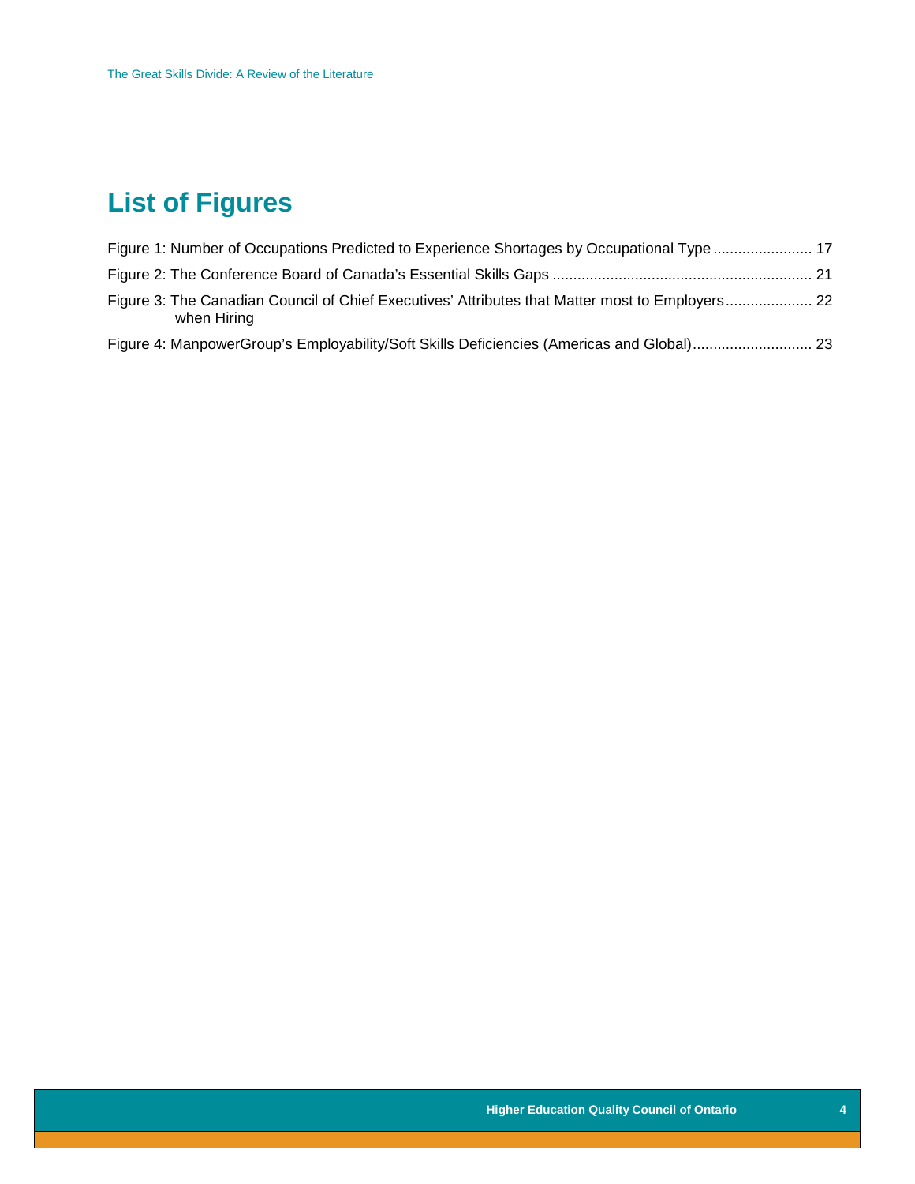# List of Figures

Figure 1: Number of Occupations Predicted to Experience Shortages by Occupational Type ........................ 17

Figure 2: The Conference Board of Canada's Essential Skills Gaps ............................................................... 21

Figure 3: The Canadian Council of Chief Executives' Attributes that Matter most to Employers when Hiring ..................... 22

Figure 4: ManpowerGroup's Employability/Soft Skills Deficiencies (Americas and Global)............................. 23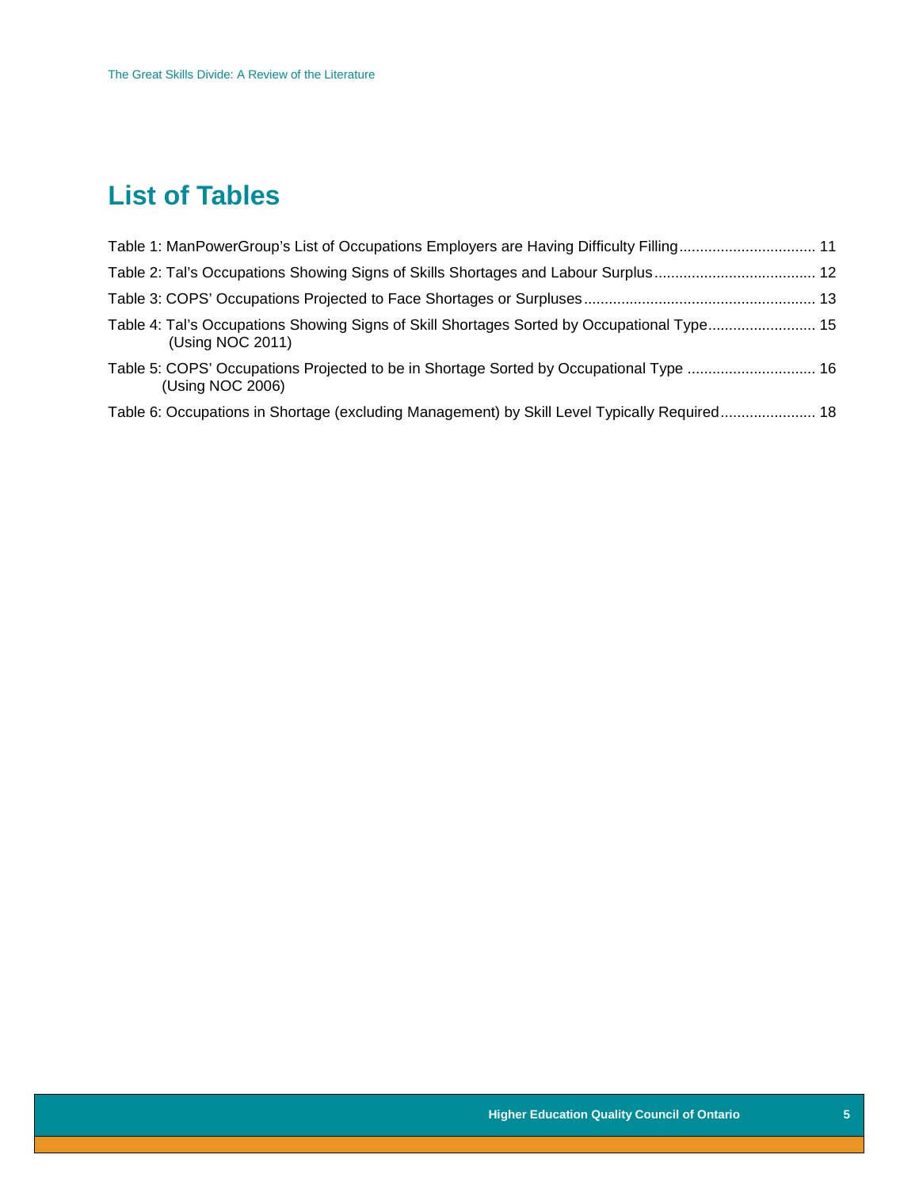# List of Tables

Table 1: ManPowerGroup's List of Occupations Employers are Having Difficulty Filling ................................ 11

Table 2: Tal's Occupations Showing Signs of Skills Shortages and Labour Surplus ...................................... 12

Table 3: COPS' Occupations Projected to Face Shortages or Surpluses ....................................................... 13

Table 4: Tal's Occupations Showing Signs of Skill Shortages Sorted by Occupational Type (Using NOC 2011) .......................... 15

Table 5: COPS' Occupations Projected to be in Shortage Sorted by Occupational Type (Using NOC 2006) ............................... 16

Table 6: Occupations in Shortage (excluding Management) by Skill Level Typically Required ....................... 18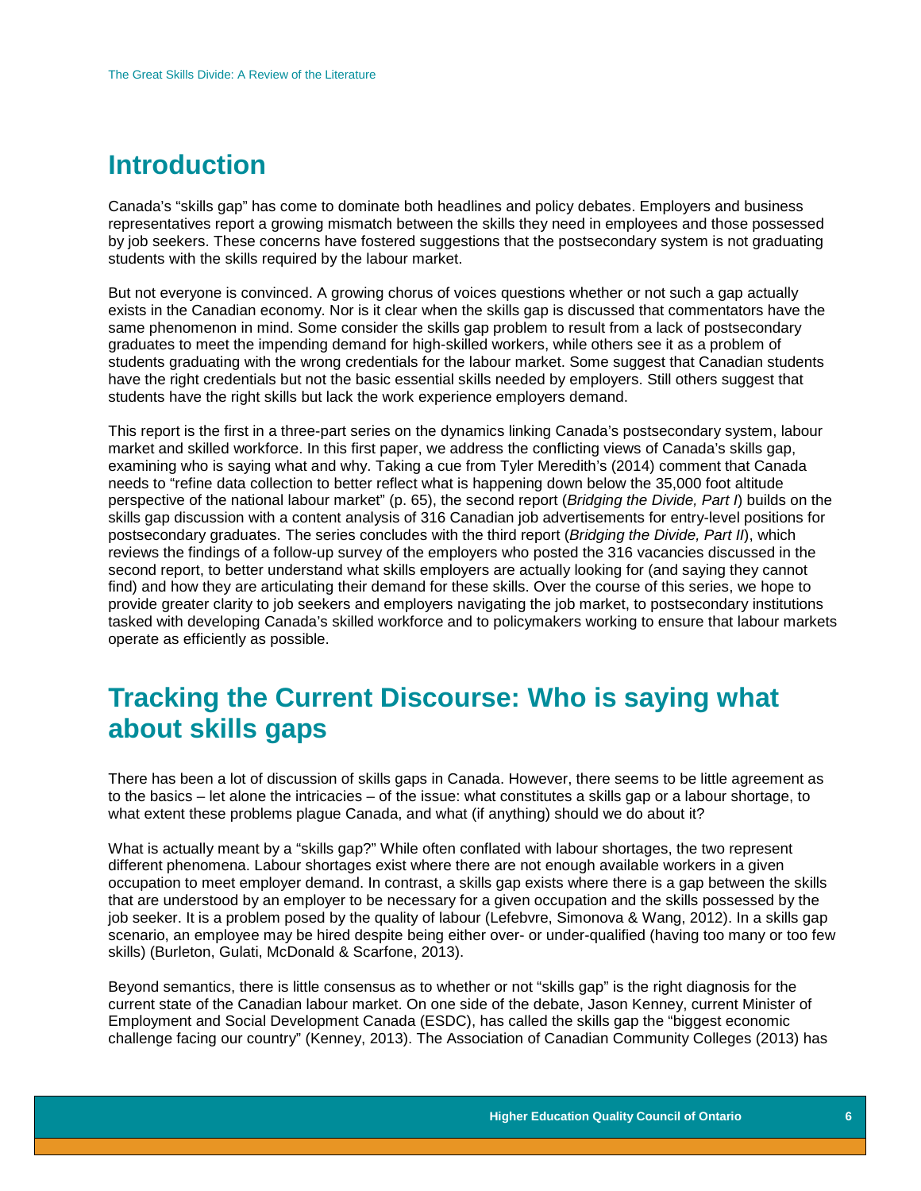## Introduction

Canada's "skills gap" has come to dominate both headlines and policy debates. Employers and business representatives report a growing mismatch between the skills they need in employees and those possessed by job seekers. These concerns have fostered suggestions that the postsecondary system is not graduating students with the skills required by the labour market.

But not everyone is convinced. A growing chorus of voices questions whether or not such a gap actually exists in the Canadian economy. Nor is it clear when the skills gap is discussed that commentators have the same phenomenon in mind. Some consider the skills gap problem to result from a lack of postsecondary graduates to meet the impending demand for high-skilled workers, while others see it as a problem of students graduating with the wrong credentials for the labour market. Some suggest that Canadian students have the right credentials but not the basic essential skills needed by employers. Still others suggest that students have the right skills but lack the work experience employers demand.

This report is the first in a three-part series on the dynamics linking Canada's postsecondary system, labour market and skilled workforce. In this first paper, we address the conflicting views of Canada's skills gap, examining who is saying what and why. Taking a cue from Tyler Meredith's (2014) comment that Canada needs to "refine data collection to better reflect what is happening down below the 35,000 foot altitude perspective of the national labour market" (p. 65), the second report (*Bridging the Divide, Part I*) builds on the skills gap discussion with a content analysis of 316 Canadian job advertisements for entry-level positions for postsecondary graduates. The series concludes with the third report (*Bridging the Divide, Part II*), which reviews the findings of a follow-up survey of the employers who posted the 316 vacancies discussed in the second report, to better understand what skills employers are actually looking for (and saying they cannot find) and how they are articulating their demand for these skills. Over the course of this series, we hope to provide greater clarity to job seekers and employers navigating the job market, to postsecondary institutions tasked with developing Canada's skilled workforce and to policymakers working to ensure that labour markets operate as efficiently as possible.

## Tracking the Current Discourse: Who is saying what about skills gaps

There has been a lot of discussion of skills gaps in Canada. However, there seems to be little agreement as to the basics – let alone the intricacies – of the issue: what constitutes a skills gap or a labour shortage, to what extent these problems plague Canada, and what (if anything) should we do about it?

What is actually meant by a "skills gap?" While often conflated with labour shortages, the two represent different phenomena. Labour shortages exist where there are not enough available workers in a given occupation to meet employer demand. In contrast, a skills gap exists where there is a gap between the skills that are understood by an employer to be necessary for a given occupation and the skills possessed by the job seeker. It is a problem posed by the quality of labour (Lefebvre, Simonova & Wang, 2012). In a skills gap scenario, an employee may be hired despite being either over- or under-qualified (having too many or too few skills) (Burleton, Gulati, McDonald & Scarfone, 2013).

Beyond semantics, there is little consensus as to whether or not "skills gap" is the right diagnosis for the current state of the Canadian labour market. On one side of the debate, Jason Kenney, current Minister of Employment and Social Development Canada (ESDC), has called the skills gap the "biggest economic challenge facing our country" (Kenney, 2013). The Association of Canadian Community Colleges (2013) has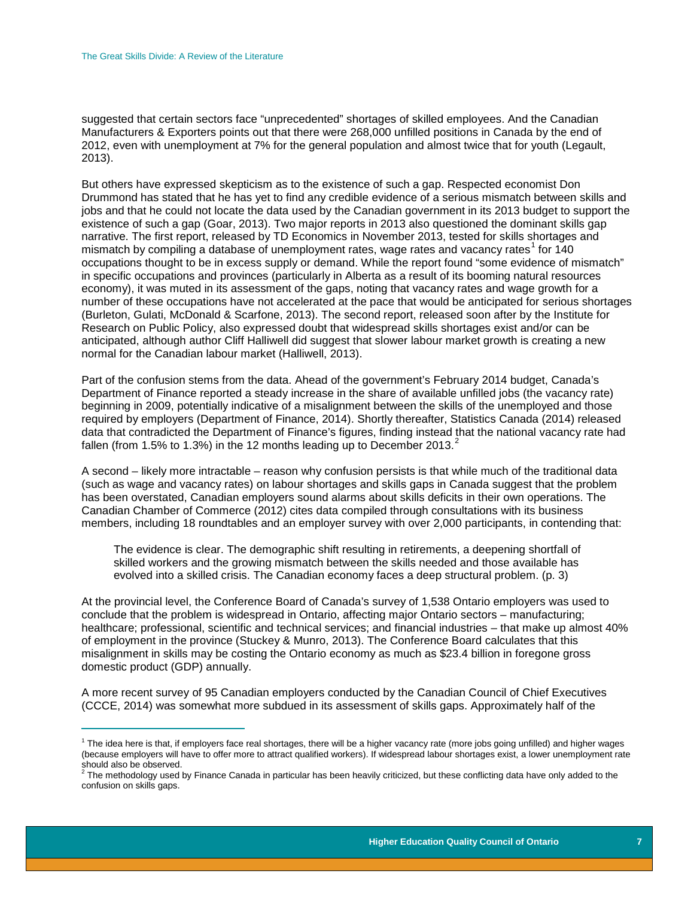suggested that certain sectors face "unprecedented" shortages of skilled employees. And the Canadian Manufacturers & Exporters points out that there were 268,000 unfilled positions in Canada by the end of 2012, even with unemployment at 7% for the general population and almost twice that for youth (Legault, 2013).

But others have expressed skepticism as to the existence of such a gap. Respected economist Don Drummond has stated that he has yet to find any credible evidence of a serious mismatch between skills and jobs and that he could not locate the data used by the Canadian government in its 2013 budget to support the existence of such a gap (Goar, 2013). Two major reports in 2013 also questioned the dominant skills gap narrative. The first report, released by TD Economics in November 2013, tested for skills shortages and mismatch by compiling a database of unemployment rates, wage rates and vacancy rates[1] for 140 occupations thought to be in excess supply or demand. While the report found "some evidence of mismatch" in specific occupations and provinces (particularly in Alberta as a result of its booming natural resources economy), it was muted in its assessment of the gaps, noting that vacancy rates and wage growth for a number of these occupations have not accelerated at the pace that would be anticipated for serious shortages (Burleton, Gulati, McDonald & Scarfone, 2013). The second report, released soon after by the Institute for Research on Public Policy, also expressed doubt that widespread skills shortages exist and/or can be anticipated, although author Cliff Halliwell did suggest that slower labour market growth is creating a new normal for the Canadian labour market (Halliwell, 2013).

Part of the confusion stems from the data. Ahead of the government's February 2014 budget, Canada's Department of Finance reported a steady increase in the share of available unfilled jobs (the vacancy rate) beginning in 2009, potentially indicative of a misalignment between the skills of the unemployed and those required by employers (Department of Finance, 2014). Shortly thereafter, Statistics Canada (2014) released data that contradicted the Department of Finance's figures, finding instead that the national vacancy rate had fallen (from 1.5% to 1.3%) in the 12 months leading up to December 2013.[2]

A second – likely more intractable – reason why confusion persists is that while much of the traditional data (such as wage and vacancy rates) on labour shortages and skills gaps in Canada suggest that the problem has been overstated, Canadian employers sound alarms about skills deficits in their own operations. The Canadian Chamber of Commerce (2012) cites data compiled through consultations with its business members, including 18 roundtables and an employer survey with over 2,000 participants, in contending that:

> The evidence is clear. The demographic shift resulting in retirements, a deepening shortfall of skilled workers and the growing mismatch between the skills needed and those available has evolved into a skilled crisis. The Canadian economy faces a deep structural problem. (p. 3)

At the provincial level, the Conference Board of Canada's survey of 1,538 Ontario employers was used to conclude that the problem is widespread in Ontario, affecting major Ontario sectors – manufacturing; healthcare; professional, scientific and technical services; and financial industries – that make up almost 40% of employment in the province (Stuckey & Munro, 2013). The Conference Board calculates that this misalignment in skills may be costing the Ontario economy as much as $23.4 billion in foregone gross domestic product (GDP) annually.

A more recent survey of 95 Canadian employers conducted by the Canadian Council of Chief Executives (CCCE, 2014) was somewhat more subdued in its assessment of skills gaps. Approximately half of the

---

[1] The idea here is that, if employers face real shortages, there will be a higher vacancy rate (more jobs going unfilled) and higher wages (because employers will have to offer more to attract qualified workers). If widespread labour shortages exist, a lower unemployment rate should also be observed.

[2] The methodology used by Finance Canada in particular has been heavily criticized, but these conflicting data have only added to the confusion on skills gaps.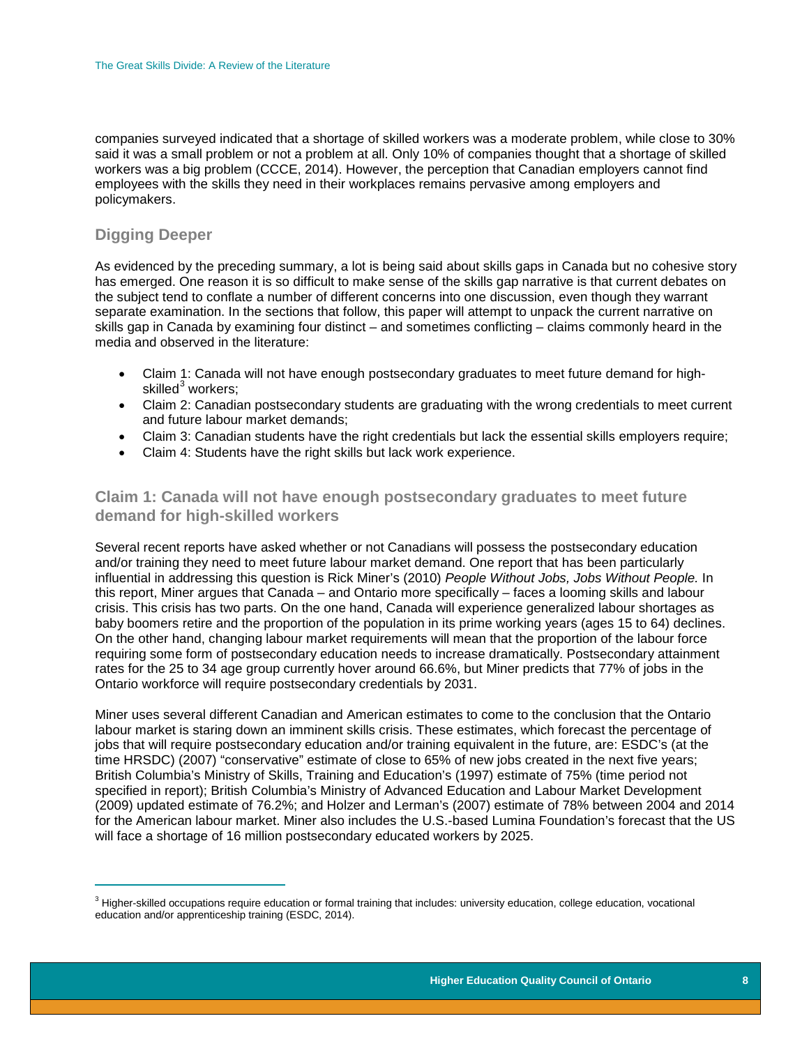companies surveyed indicated that a shortage of skilled workers was a moderate problem, while close to 30% said it was a small problem or not a problem at all. Only 10% of companies thought that a shortage of skilled workers was a big problem (CCCE, 2014). However, the perception that Canadian employers cannot find employees with the skills they need in their workplaces remains pervasive among employers and policymakers.

## Digging Deeper

As evidenced by the preceding summary, a lot is being said about skills gaps in Canada but no cohesive story has emerged. One reason it is so difficult to make sense of the skills gap narrative is that current debates on the subject tend to conflate a number of different concerns into one discussion, even though they warrant separate examination. In the sections that follow, this paper will attempt to unpack the current narrative on skills gap in Canada by examining four distinct – and sometimes conflicting – claims commonly heard in the media and observed in the literature:

- Claim 1: Canada will not have enough postsecondary graduates to meet future demand for high-skilled[3] workers;
- Claim 2: Canadian postsecondary students are graduating with the wrong credentials to meet current and future labour market demands;
- Claim 3: Canadian students have the right credentials but lack the essential skills employers require;
- Claim 4: Students have the right skills but lack work experience.

## Claim 1: Canada will not have enough postsecondary graduates to meet future demand for high-skilled workers

Several recent reports have asked whether or not Canadians will possess the postsecondary education and/or training they need to meet future labour market demand. One report that has been particularly influential in addressing this question is Rick Miner's (2010) *People Without Jobs, Jobs Without People.* In this report, Miner argues that Canada – and Ontario more specifically – faces a looming skills and labour crisis. This crisis has two parts. On the one hand, Canada will experience generalized labour shortages as baby boomers retire and the proportion of the population in its prime working years (ages 15 to 64) declines. On the other hand, changing labour market requirements will mean that the proportion of the labour force requiring some form of postsecondary education needs to increase dramatically. Postsecondary attainment rates for the 25 to 34 age group currently hover around 66.6%, but Miner predicts that 77% of jobs in the Ontario workforce will require postsecondary credentials by 2031.

Miner uses several different Canadian and American estimates to come to the conclusion that the Ontario labour market is staring down an imminent skills crisis. These estimates, which forecast the percentage of jobs that will require postsecondary education and/or training equivalent in the future, are: ESDC's (at the time HRSDC) (2007) "conservative" estimate of close to 65% of new jobs created in the next five years; British Columbia's Ministry of Skills, Training and Education's (1997) estimate of 75% (time period not specified in report); British Columbia's Ministry of Advanced Education and Labour Market Development (2009) updated estimate of 76.2%; and Holzer and Lerman's (2007) estimate of 78% between 2004 and 2014 for the American labour market. Miner also includes the U.S.-based Lumina Foundation's forecast that the US will face a shortage of 16 million postsecondary educated workers by 2025.

[3] Higher-skilled occupations require education or formal training that includes: university education, college education, vocational education and/or apprenticeship training (ESDC, 2014).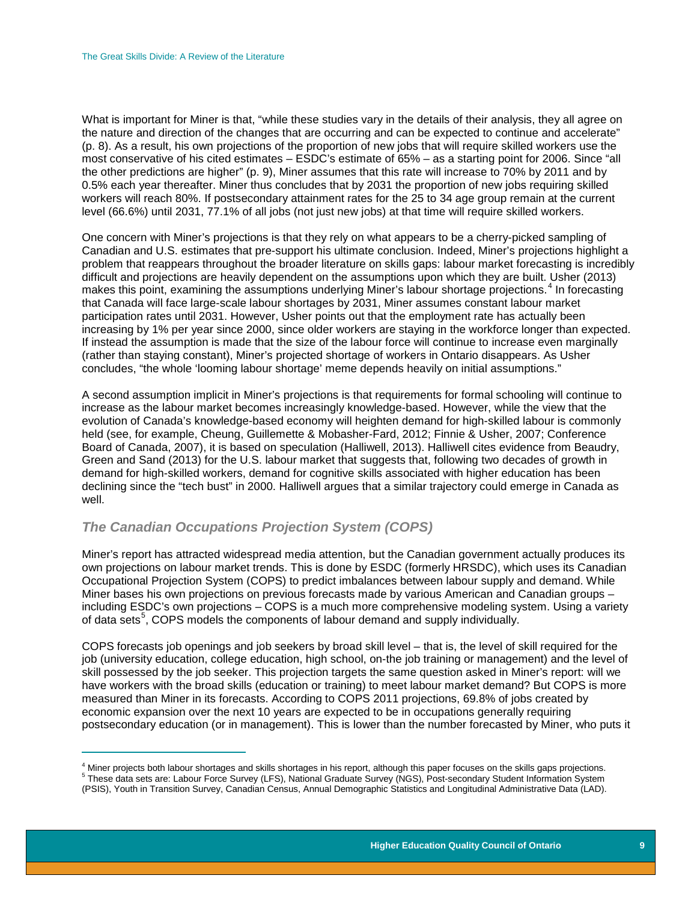What is important for Miner is that, "while these studies vary in the details of their analysis, they all agree on the nature and direction of the changes that are occurring and can be expected to continue and accelerate" (p. 8). As a result, his own projections of the proportion of new jobs that will require skilled workers use the most conservative of his cited estimates – ESDC's estimate of 65% – as a starting point for 2006. Since "all the other predictions are higher" (p. 9), Miner assumes that this rate will increase to 70% by 2011 and by 0.5% each year thereafter. Miner thus concludes that by 2031 the proportion of new jobs requiring skilled workers will reach 80%. If postsecondary attainment rates for the 25 to 34 age group remain at the current level (66.6%) until 2031, 77.1% of all jobs (not just new jobs) at that time will require skilled workers.

One concern with Miner's projections is that they rely on what appears to be a cherry-picked sampling of Canadian and U.S. estimates that pre-support his ultimate conclusion. Indeed, Miner's projections highlight a problem that reappears throughout the broader literature on skills gaps: labour market forecasting is incredibly difficult and projections are heavily dependent on the assumptions upon which they are built. Usher (2013) makes this point, examining the assumptions underlying Miner's labour shortage projections.[4] In forecasting that Canada will face large-scale labour shortages by 2031, Miner assumes constant labour market participation rates until 2031. However, Usher points out that the employment rate has actually been increasing by 1% per year since 2000, since older workers are staying in the workforce longer than expected. If instead the assumption is made that the size of the labour force will continue to increase even marginally (rather than staying constant), Miner's projected shortage of workers in Ontario disappears. As Usher concludes, "the whole 'looming labour shortage' meme depends heavily on initial assumptions."

A second assumption implicit in Miner's projections is that requirements for formal schooling will continue to increase as the labour market becomes increasingly knowledge-based. However, while the view that the evolution of Canada's knowledge-based economy will heighten demand for high-skilled labour is commonly held (see, for example, Cheung, Guillemette & Mobasher-Fard, 2012; Finnie & Usher, 2007; Conference Board of Canada, 2007), it is based on speculation (Halliwell, 2013). Halliwell cites evidence from Beaudry, Green and Sand (2013) for the U.S. labour market that suggests that, following two decades of growth in demand for high-skilled workers, demand for cognitive skills associated with higher education has been declining since the "tech bust" in 2000. Halliwell argues that a similar trajectory could emerge in Canada as well.

### *The Canadian Occupations Projection System (COPS)*

Miner's report has attracted widespread media attention, but the Canadian government actually produces its own projections on labour market trends. This is done by ESDC (formerly HRSDC), which uses its Canadian Occupational Projection System (COPS) to predict imbalances between labour supply and demand. While Miner bases his own projections on previous forecasts made by various American and Canadian groups – including ESDC's own projections – COPS is a much more comprehensive modeling system. Using a variety of data sets[5], COPS models the components of labour demand and supply individually.

COPS forecasts job openings and job seekers by broad skill level – that is, the level of skill required for the job (university education, college education, high school, on-the job training or management) and the level of skill possessed by the job seeker. This projection targets the same question asked in Miner's report: will we have workers with the broad skills (education or training) to meet labour market demand? But COPS is more measured than Miner in its forecasts. According to COPS 2011 projections, 69.8% of jobs created by economic expansion over the next 10 years are expected to be in occupations generally requiring postsecondary education (or in management). This is lower than the number forecasted by Miner, who puts it

---

[4] Miner projects both labour shortages and skills shortages in his report, although this paper focuses on the skills gaps projections.

[5] These data sets are: Labour Force Survey (LFS), National Graduate Survey (NGS), Post-secondary Student Information System (PSIS), Youth in Transition Survey, Canadian Census, Annual Demographic Statistics and Longitudinal Administrative Data (LAD).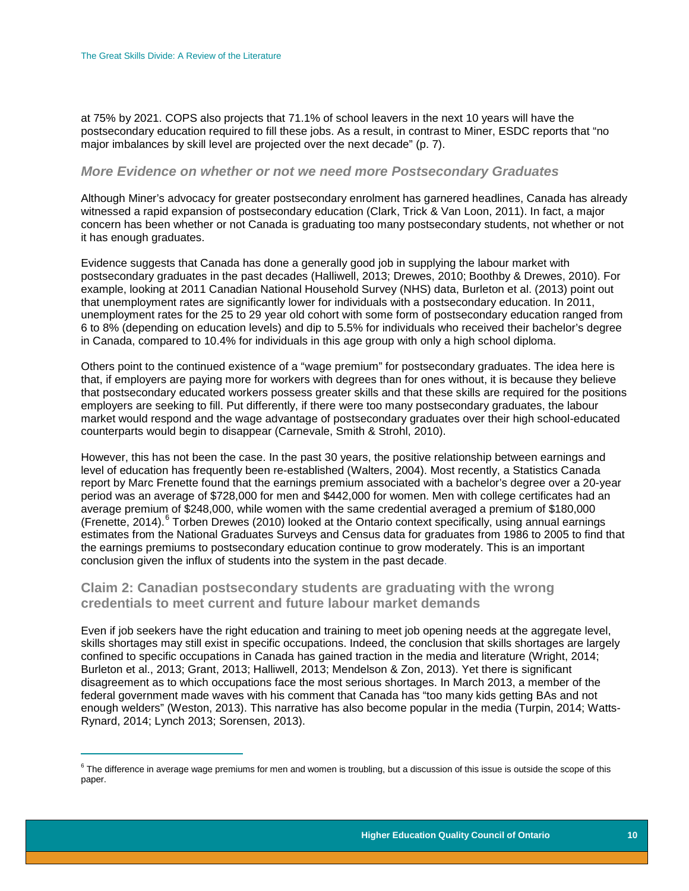at 75% by 2021. COPS also projects that 71.1% of school leavers in the next 10 years will have the postsecondary education required to fill these jobs. As a result, in contrast to Miner, ESDC reports that "no major imbalances by skill level are projected over the next decade" (p. 7).

### *More Evidence on whether or not we need more Postsecondary Graduates*

Although Miner's advocacy for greater postsecondary enrolment has garnered headlines, Canada has already witnessed a rapid expansion of postsecondary education (Clark, Trick & Van Loon, 2011). In fact, a major concern has been whether or not Canada is graduating too many postsecondary students, not whether or not it has enough graduates.

Evidence suggests that Canada has done a generally good job in supplying the labour market with postsecondary graduates in the past decades (Halliwell, 2013; Drewes, 2010; Boothby & Drewes, 2010). For example, looking at 2011 Canadian National Household Survey (NHS) data, Burleton et al. (2013) point out that unemployment rates are significantly lower for individuals with a postsecondary education. In 2011, unemployment rates for the 25 to 29 year old cohort with some form of postsecondary education ranged from 6 to 8% (depending on education levels) and dip to 5.5% for individuals who received their bachelor's degree in Canada, compared to 10.4% for individuals in this age group with only a high school diploma.

Others point to the continued existence of a "wage premium" for postsecondary graduates. The idea here is that, if employers are paying more for workers with degrees than for ones without, it is because they believe that postsecondary educated workers possess greater skills and that these skills are required for the positions employers are seeking to fill. Put differently, if there were too many postsecondary graduates, the labour market would respond and the wage advantage of postsecondary graduates over their high school-educated counterparts would begin to disappear (Carnevale, Smith & Strohl, 2010).

However, this has not been the case. In the past 30 years, the positive relationship between earnings and level of education has frequently been re-established (Walters, 2004). Most recently, a Statistics Canada report by Marc Frenette found that the earnings premium associated with a bachelor's degree over a 20-year period was an average of $728,000 for men and $442,000 for women. Men with college certificates had an average premium of $248,000, while women with the same credential averaged a premium of $180,000 (Frenette, 2014).[6] Torben Drewes (2010) looked at the Ontario context specifically, using annual earnings estimates from the National Graduates Surveys and Census data for graduates from 1986 to 2005 to find that the earnings premiums to postsecondary education continue to grow moderately. This is an important conclusion given the influx of students into the system in the past decade.

## Claim 2: Canadian postsecondary students are graduating with the wrong credentials to meet current and future labour market demands

Even if job seekers have the right education and training to meet job opening needs at the aggregate level, skills shortages may still exist in specific occupations. Indeed, the conclusion that skills shortages are largely confined to specific occupations in Canada has gained traction in the media and literature (Wright, 2014; Burleton et al., 2013; Grant, 2013; Halliwell, 2013; Mendelson & Zon, 2013). Yet there is significant disagreement as to which occupations face the most serious shortages. In March 2013, a member of the federal government made waves with his comment that Canada has "too many kids getting BAs and not enough welders" (Weston, 2013). This narrative has also become popular in the media (Turpin, 2014; Watts-Rynard, 2014; Lynch 2013; Sorensen, 2013).

[6] The difference in average wage premiums for men and women is troubling, but a discussion of this issue is outside the scope of this paper.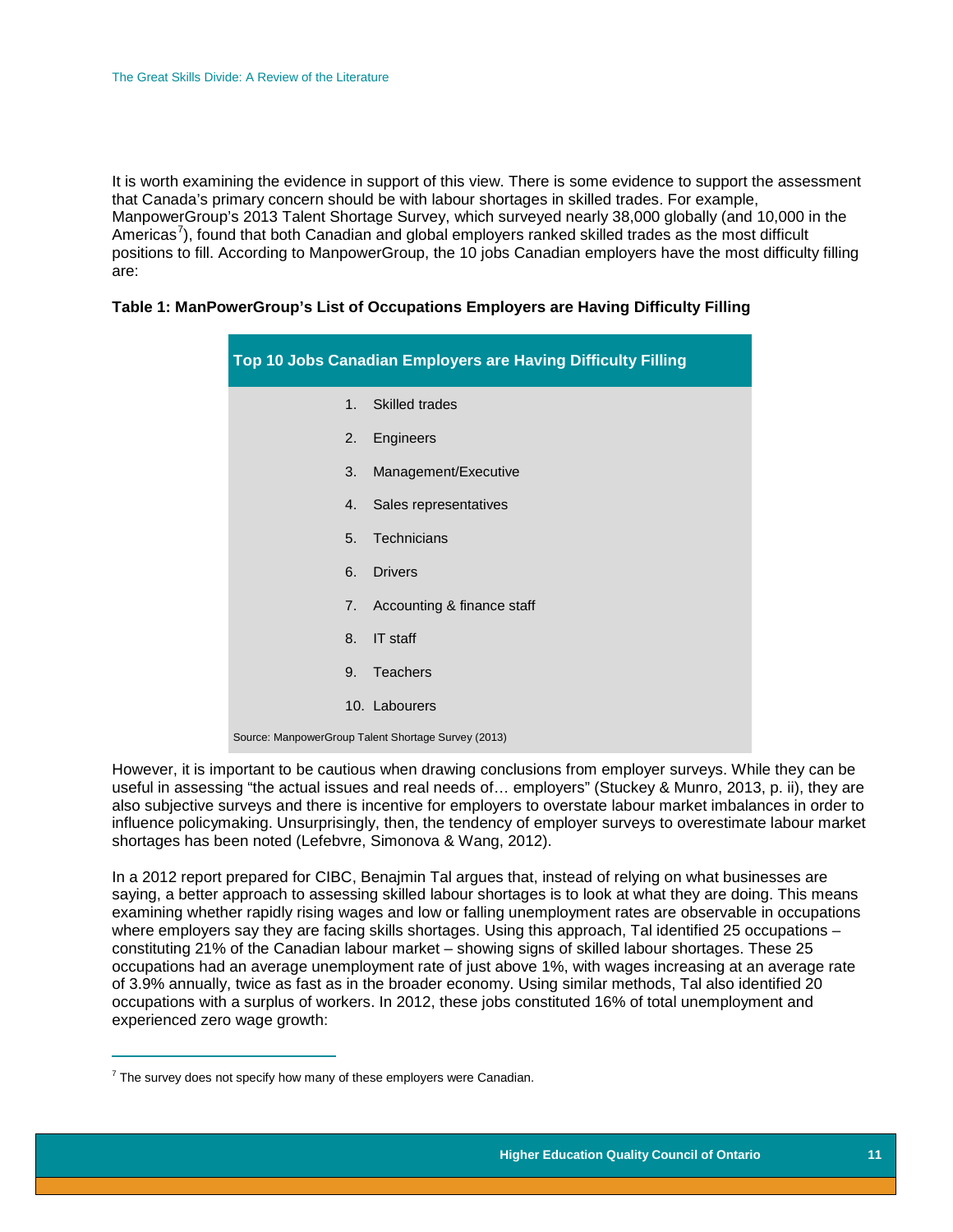It is worth examining the evidence in support of this view. There is some evidence to support the assessment that Canada's primary concern should be with labour shortages in skilled trades. For example, ManpowerGroup's 2013 Talent Shortage Survey, which surveyed nearly 38,000 globally (and 10,000 in the Americas[7]), found that both Canadian and global employers ranked skilled trades as the most difficult positions to fill. According to ManpowerGroup, the 10 jobs Canadian employers have the most difficulty filling are:

**Table 1: ManPowerGroup's List of Occupations Employers are Having Difficulty Filling**

| Top 10 Jobs Canadian Employers are Having Difficulty Filling |
|---|
| 1. Skilled trades |
| 2. Engineers |
| 3. Management/Executive |
| 4. Sales representatives |
| 5. Technicians |
| 6. Drivers |
| 7. Accounting & finance staff |
| 8. IT staff |
| 9. Teachers |
| 10. Labourers |
| Source: ManpowerGroup Talent Shortage Survey (2013) |

However, it is important to be cautious when drawing conclusions from employer surveys. While they can be useful in assessing "the actual issues and real needs of… employers" (Stuckey & Munro, 2013, p. ii), they are also subjective surveys and there is incentive for employers to overstate labour market imbalances in order to influence policymaking. Unsurprisingly, then, the tendency of employer surveys to overestimate labour market shortages has been noted (Lefebvre, Simonova & Wang, 2012).

In a 2012 report prepared for CIBC, Benajmin Tal argues that, instead of relying on what businesses are saying, a better approach to assessing skilled labour shortages is to look at what they are doing. This means examining whether rapidly rising wages and low or falling unemployment rates are observable in occupations where employers say they are facing skills shortages. Using this approach, Tal identified 25 occupations – constituting 21% of the Canadian labour market – showing signs of skilled labour shortages. These 25 occupations had an average unemployment rate of just above 1%, with wages increasing at an average rate of 3.9% annually, twice as fast as in the broader economy. Using similar methods, Tal also identified 20 occupations with a surplus of workers. In 2012, these jobs constituted 16% of total unemployment and experienced zero wage growth:

[7] The survey does not specify how many of these employers were Canadian.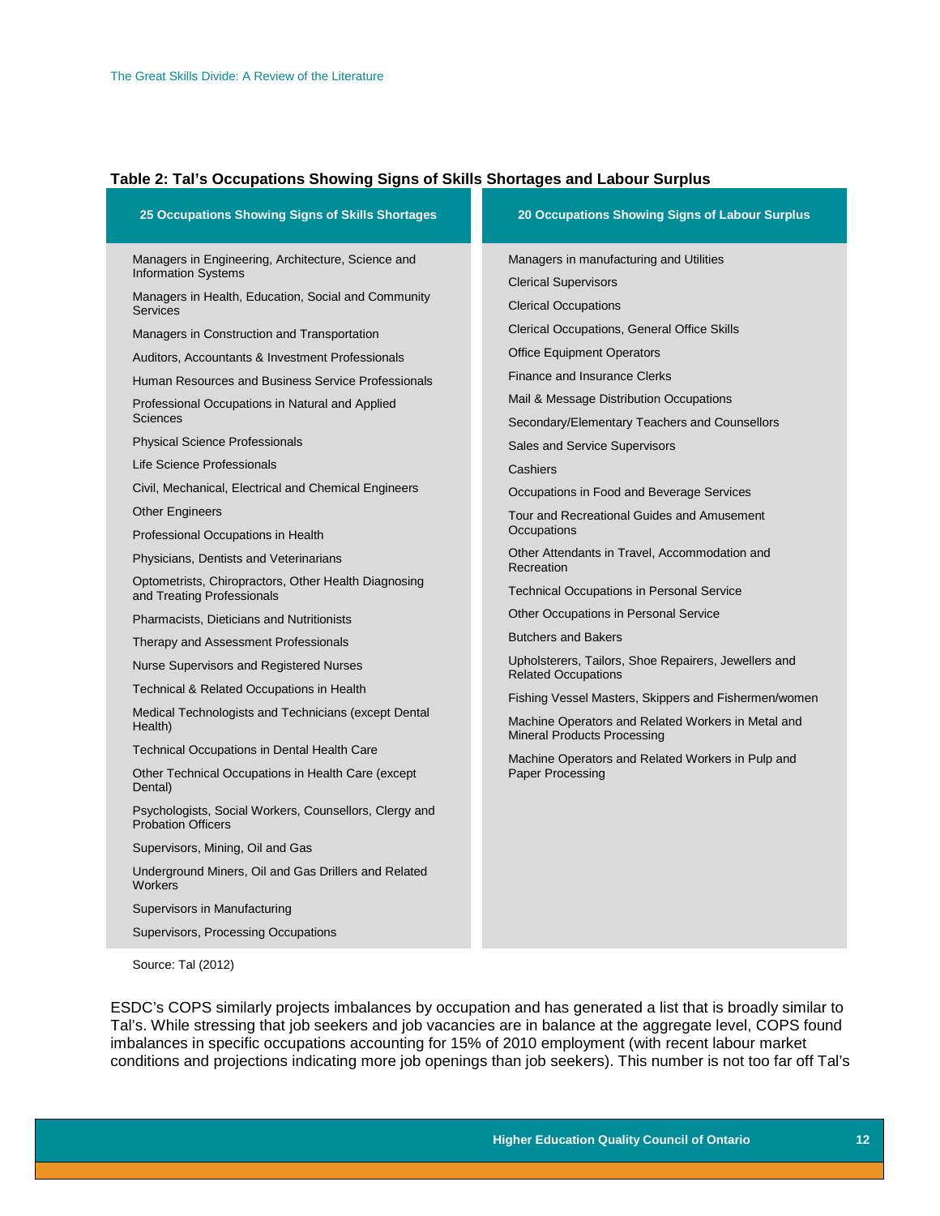**Table 2: Tal's Occupations Showing Signs of Skills Shortages and Labour Surplus**

| 25 Occupations Showing Signs of Skills Shortages | 20 Occupations Showing Signs of Labour Surplus |
|---|---|
| Managers in Engineering, Architecture, Science and Information Systems | Managers in manufacturing and Utilities |
| Managers in Health, Education, Social and Community Services | Clerical Supervisors |
| Managers in Construction and Transportation | Clerical Occupations |
| Auditors, Accountants & Investment Professionals | Clerical Occupations, General Office Skills |
| Human Resources and Business Service Professionals | Office Equipment Operators |
| Professional Occupations in Natural and Applied Sciences | Finance and Insurance Clerks |
| Physical Science Professionals | Mail & Message Distribution Occupations |
| Life Science Professionals | Secondary/Elementary Teachers and Counsellors |
| Civil, Mechanical, Electrical and Chemical Engineers | Sales and Service Supervisors |
| Other Engineers | Cashiers |
| Professional Occupations in Health | Occupations in Food and Beverage Services |
| Physicians, Dentists and Veterinarians | Tour and Recreational Guides and Amusement Occupations |
| Optometrists, Chiropractors, Other Health Diagnosing and Treating Professionals | Other Attendants in Travel, Accommodation and Recreation |
| Pharmacists, Dieticians and Nutritionists | Technical Occupations in Personal Service |
| Therapy and Assessment Professionals | Other Occupations in Personal Service |
| Nurse Supervisors and Registered Nurses | Butchers and Bakers |
| Technical & Related Occupations in Health | Upholsterers, Tailors, Shoe Repairers, Jewellers and Related Occupations |
| Medical Technologists and Technicians (except Dental Health) | Fishing Vessel Masters, Skippers and Fishermen/women |
| Technical Occupations in Dental Health Care | Machine Operators and Related Workers in Metal and Mineral Products Processing |
| Other Technical Occupations in Health Care (except Dental) | Machine Operators and Related Workers in Pulp and Paper Processing |
| Psychologists, Social Workers, Counsellors, Clergy and Probation Officers | |
| Supervisors, Mining, Oil and Gas | |
| Underground Miners, Oil and Gas Drillers and Related Workers | |
| Supervisors in Manufacturing | |
| Supervisors, Processing Occupations | |

Source: Tal (2012)

ESDC's COPS similarly projects imbalances by occupation and has generated a list that is broadly similar to Tal's. While stressing that job seekers and job vacancies are in balance at the aggregate level, COPS found imbalances in specific occupations accounting for 15% of 2010 employment (with recent labour market conditions and projections indicating more job openings than job seekers). This number is not too far off Tal's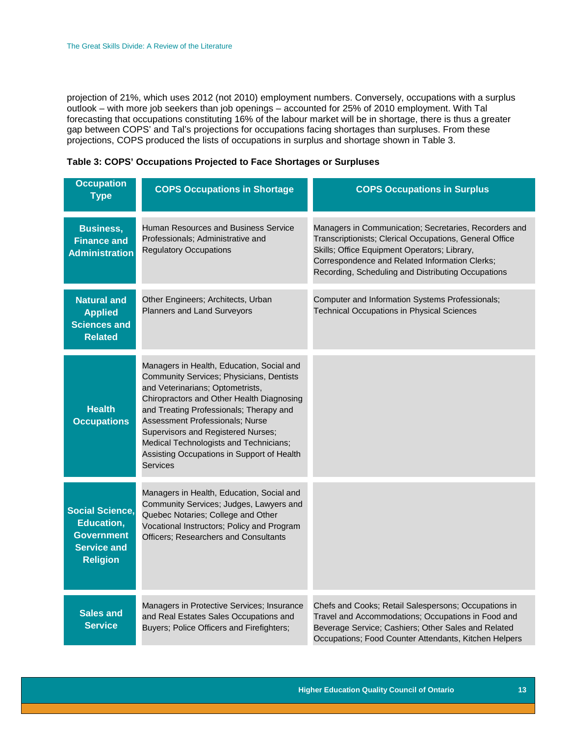projection of 21%, which uses 2012 (not 2010) employment numbers. Conversely, occupations with a surplus outlook – with more job seekers than job openings – accounted for 25% of 2010 employment. With Tal forecasting that occupations constituting 16% of the labour market will be in shortage, there is thus a greater gap between COPS' and Tal's projections for occupations facing shortages than surpluses. From these projections, COPS produced the lists of occupations in surplus and shortage shown in Table 3.

**Table 3: COPS' Occupations Projected to Face Shortages or Surpluses**

| Occupation Type | COPS Occupations in Shortage | COPS Occupations in Surplus |
|---|---|---|
| **Business, Finance and Administration** | Human Resources and Business Service Professionals; Administrative and Regulatory Occupations | Managers in Communication; Secretaries, Recorders and Transcriptionists; Clerical Occupations, General Office Skills; Office Equipment Operators; Library, Correspondence and Related Information Clerks; Recording, Scheduling and Distributing Occupations |
| **Natural and Applied Sciences and Related** | Other Engineers; Architects, Urban Planners and Land Surveyors | Computer and Information Systems Professionals; Technical Occupations in Physical Sciences |
| **Health Occupations** | Managers in Health, Education, Social and Community Services; Physicians, Dentists and Veterinarians; Optometrists, Chiropractors and Other Health Diagnosing and Treating Professionals; Therapy and Assessment Professionals; Nurse Supervisors and Registered Nurses; Medical Technologists and Technicians; Assisting Occupations in Support of Health Services | |
| **Social Science, Education, Government Service and Religion** | Managers in Health, Education, Social and Community Services; Judges, Lawyers and Quebec Notaries; College and Other Vocational Instructors; Policy and Program Officers; Researchers and Consultants | |
| **Sales and Service** | Managers in Protective Services; Insurance and Real Estates Sales Occupations and Buyers; Police Officers and Firefighters; | Chefs and Cooks; Retail Salespersons; Occupations in Travel and Accommodations; Occupations in Food and Beverage Service; Cashiers; Other Sales and Related Occupations; Food Counter Attendants, Kitchen Helpers |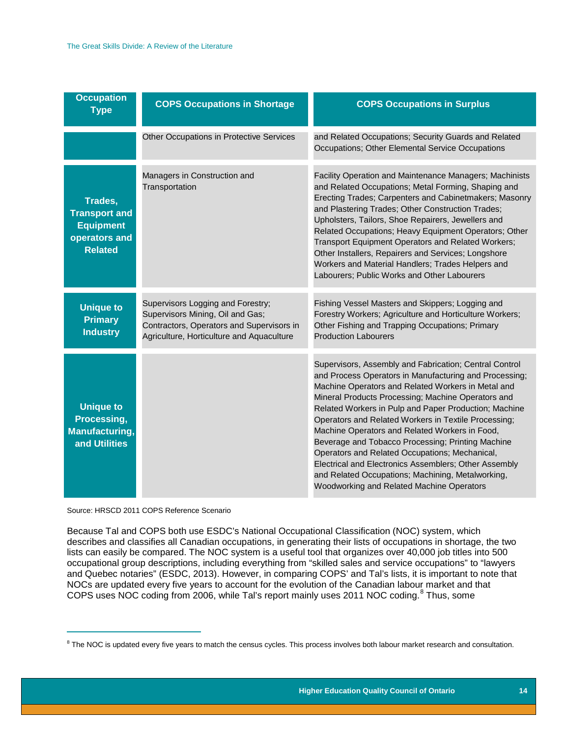| Occupation Type | COPS Occupations in Shortage | COPS Occupations in Surplus |
|---|---|---|
| | Other Occupations in Protective Services | and Related Occupations; Security Guards and Related Occupations; Other Elemental Service Occupations |
| **Trades, Transport and Equipment operators and Related** | Managers in Construction and Transportation | Facility Operation and Maintenance Managers; Machinists and Related Occupations; Metal Forming, Shaping and Erecting Trades; Carpenters and Cabinetmakers; Masonry and Plastering Trades; Other Construction Trades; Upholsters, Tailors, Shoe Repairers, Jewellers and Related Occupations; Heavy Equipment Operators; Other Transport Equipment Operators and Related Workers; Other Installers, Repairers and Services; Longshore Workers and Material Handlers; Trades Helpers and Labourers; Public Works and Other Labourers |
| **Unique to Primary Industry** | Supervisors Logging and Forestry; Supervisors Mining, Oil and Gas; Contractors, Operators and Supervisors in Agriculture, Horticulture and Aquaculture | Fishing Vessel Masters and Skippers; Logging and Forestry Workers; Agriculture and Horticulture Workers; Other Fishing and Trapping Occupations; Primary Production Labourers |
| **Unique to Processing, Manufacturing, and Utilities** | | Supervisors, Assembly and Fabrication; Central Control and Process Operators in Manufacturing and Processing; Machine Operators and Related Workers in Metal and Mineral Products Processing; Machine Operators and Related Workers in Pulp and Paper Production; Machine Operators and Related Workers in Textile Processing; Machine Operators and Related Workers in Food, Beverage and Tobacco Processing; Printing Machine Operators and Related Occupations; Mechanical, Electrical and Electronics Assemblers; Other Assembly and Related Occupations; Machining, Metalworking, Woodworking and Related Machine Operators |

Source: HRSCD 2011 COPS Reference Scenario

Because Tal and COPS both use ESDC's National Occupational Classification (NOC) system, which describes and classifies all Canadian occupations, in generating their lists of occupations in shortage, the two lists can easily be compared. The NOC system is a useful tool that organizes over 40,000 job titles into 500 occupational group descriptions, including everything from "skilled sales and service occupations" to "lawyers and Quebec notaries" (ESDC, 2013). However, in comparing COPS' and Tal's lists, it is important to note that NOCs are updated every five years to account for the evolution of the Canadian labour market and that COPS uses NOC coding from 2006, while Tal's report mainly uses 2011 NOC coding.[8] Thus, some

[8] The NOC is updated every five years to match the census cycles. This process involves both labour market research and consultation.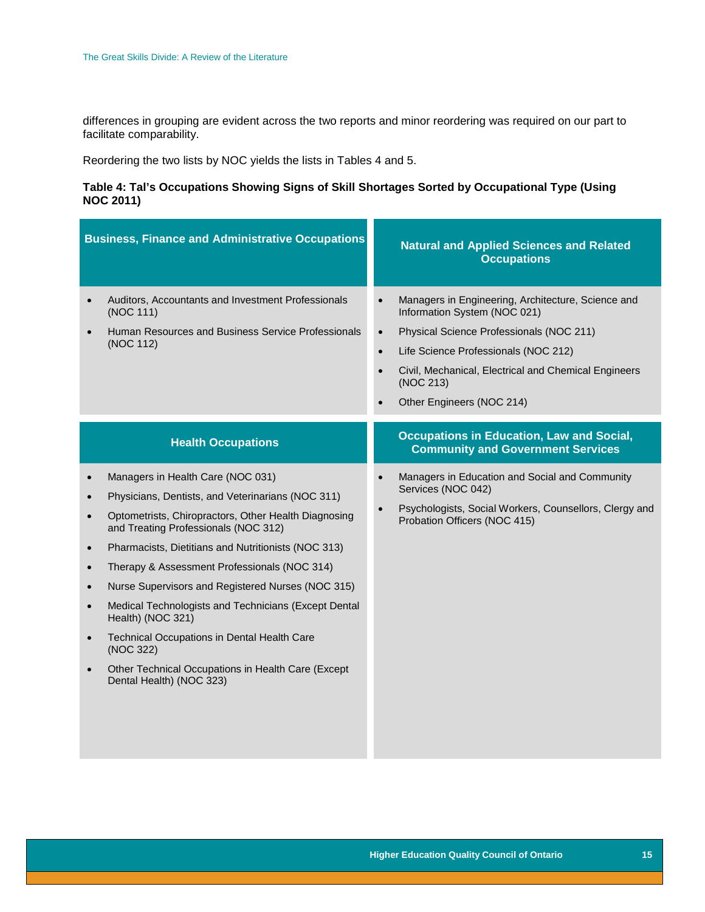differences in grouping are evident across the two reports and minor reordering was required on our part to facilitate comparability.

Reordering the two lists by NOC yields the lists in Tables 4 and 5.

**Table 4: Tal's Occupations Showing Signs of Skill Shortages Sorted by Occupational Type (Using NOC 2011)**

| Business, Finance and Administrative Occupations | Natural and Applied Sciences and Related Occupations |
|---|---|
| • Auditors, Accountants and Investment Professionals (NOC 111)<br>• Human Resources and Business Service Professionals (NOC 112) | • Managers in Engineering, Architecture, Science and Information System (NOC 021)<br>• Physical Science Professionals (NOC 211)<br>• Life Science Professionals (NOC 212)<br>• Civil, Mechanical, Electrical and Chemical Engineers (NOC 213)<br>• Other Engineers (NOC 214) |
| **Health Occupations** | **Occupations in Education, Law and Social, Community and Government Services** |
| • Managers in Health Care (NOC 031)<br>• Physicians, Dentists, and Veterinarians (NOC 311)<br>• Optometrists, Chiropractors, Other Health Diagnosing and Treating Professionals (NOC 312)<br>• Pharmacists, Dietitians and Nutritionists (NOC 313)<br>• Therapy & Assessment Professionals (NOC 314)<br>• Nurse Supervisors and Registered Nurses (NOC 315)<br>• Medical Technologists and Technicians (Except Dental Health) (NOC 321)<br>• Technical Occupations in Dental Health Care (NOC 322)<br>• Other Technical Occupations in Health Care (Except Dental Health) (NOC 323) | • Managers in Education and Social and Community Services (NOC 042)<br>• Psychologists, Social Workers, Counsellors, Clergy and Probation Officers (NOC 415) |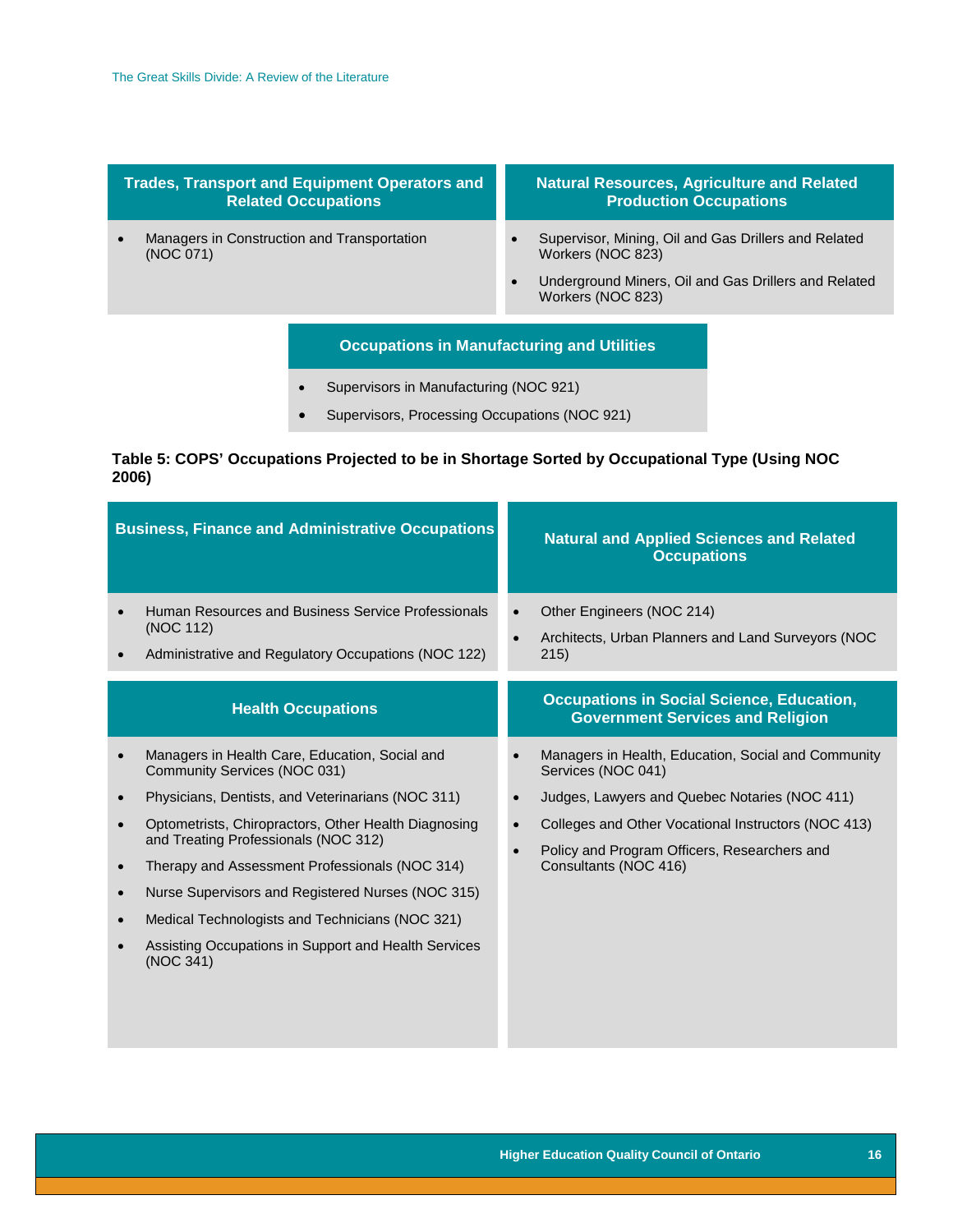| Trades, Transport and Equipment Operators and Related Occupations | Natural Resources, Agriculture and Related Production Occupations |
|---|---|
| • Managers in Construction and Transportation (NOC 071) | • Supervisor, Mining, Oil and Gas Drillers and Related Workers (NOC 823)<br>• Underground Miners, Oil and Gas Drillers and Related Workers (NOC 823) |

| Occupations in Manufacturing and Utilities |
|---|
| • Supervisors in Manufacturing (NOC 921)<br>• Supervisors, Processing Occupations (NOC 921) |

**Table 5: COPS' Occupations Projected to be in Shortage Sorted by Occupational Type (Using NOC 2006)**

| Business, Finance and Administrative Occupations | Natural and Applied Sciences and Related Occupations |
|---|---|
| • Human Resources and Business Service Professionals (NOC 112)<br>• Administrative and Regulatory Occupations (NOC 122) | • Other Engineers (NOC 214)<br>• Architects, Urban Planners and Land Surveyors (NOC 215) |

| Health Occupations | Occupations in Social Science, Education, Government Services and Religion |
|---|---|
| • Managers in Health Care, Education, Social and Community Services (NOC 031)<br>• Physicians, Dentists, and Veterinarians (NOC 311)<br>• Optometrists, Chiropractors, Other Health Diagnosing and Treating Professionals (NOC 312)<br>• Therapy and Assessment Professionals (NOC 314)<br>• Nurse Supervisors and Registered Nurses (NOC 315)<br>• Medical Technologists and Technicians (NOC 321)<br>• Assisting Occupations in Support and Health Services (NOC 341) | • Managers in Health, Education, Social and Community Services (NOC 041)<br>• Judges, Lawyers and Quebec Notaries (NOC 411)<br>• Colleges and Other Vocational Instructors (NOC 413)<br>• Policy and Program Officers, Researchers and Consultants (NOC 416) |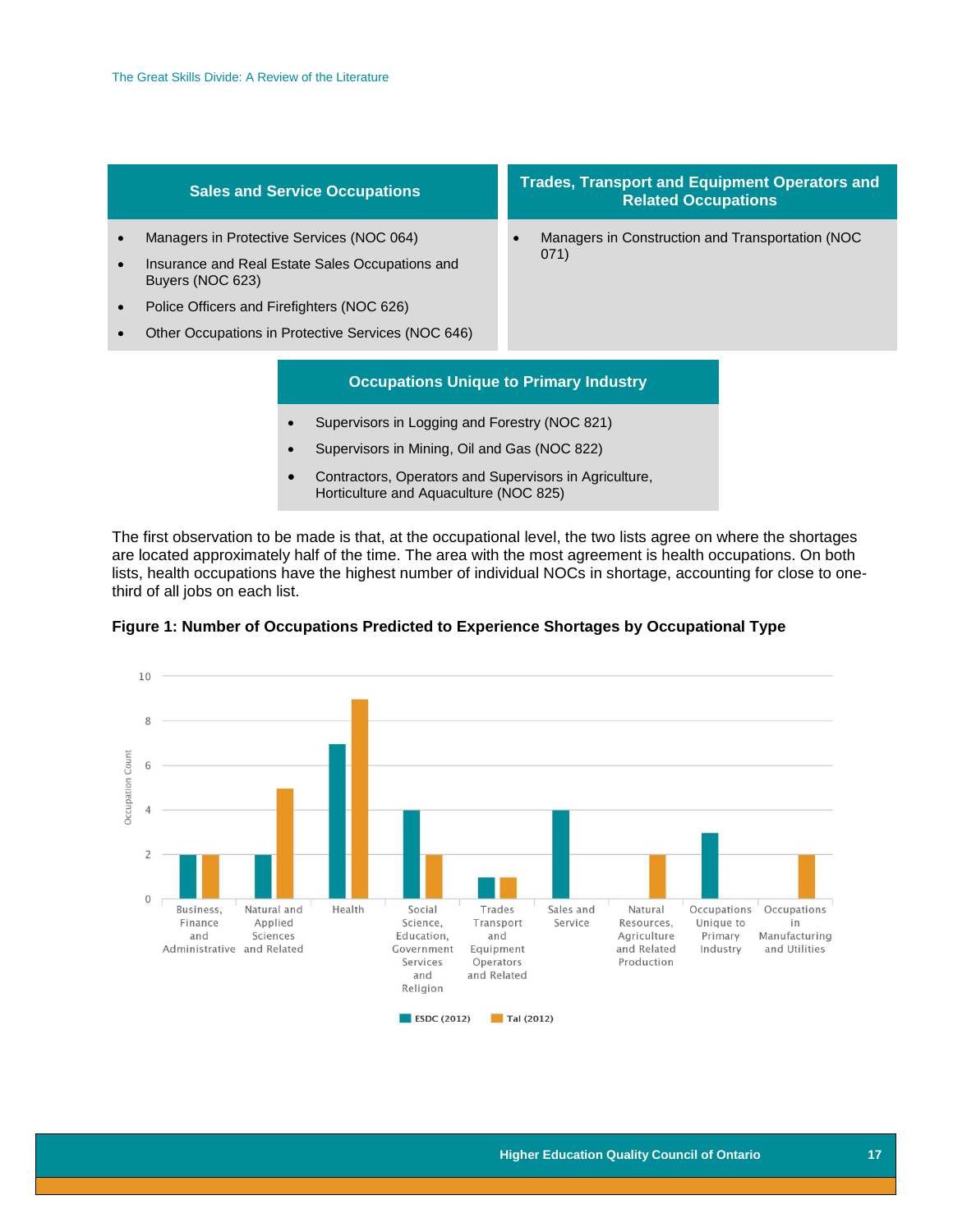| Sales and Service Occupations | Trades, Transport and Equipment Operators and Related Occupations |
| --- | --- |
| • Managers in Protective Services (NOC 064)<br>• Insurance and Real Estate Sales Occupations and Buyers (NOC 623)<br>• Police Officers and Firefighters (NOC 626)<br>• Other Occupations in Protective Services (NOC 646) | • Managers in Construction and Transportation (NOC 071) |

| Occupations Unique to Primary Industry |
| --- |
| • Supervisors in Logging and Forestry (NOC 821)<br>• Supervisors in Mining, Oil and Gas (NOC 822)<br>• Contractors, Operators and Supervisors in Agriculture, Horticulture and Aquaculture (NOC 825) |

The first observation to be made is that, at the occupational level, the two lists agree on where the shortages are located approximately half of the time. The area with the most agreement is health occupations. On both lists, health occupations have the highest number of individual NOCs in shortage, accounting for close to one-third of all jobs on each list.

**Figure 1: Number of Occupations Predicted to Experience Shortages by Occupational Type**

| Occupational Type | ESDC (2012) | Tal (2012) |
| --- | --- | --- |
| Business, Finance and Administrative | 2 | 2 |
| Natural and Applied Sciences and Related | 2 | 5 |
| Health | 7 | 9 |
| Social Science, Education, Government Services and Religion | 4 | 2 |
| Trades Transport and Equipment Operators and Related | 1 | 1 |
| Sales and Service | 4 | 0 |
| Natural Resources, Agriculture and Related Production | 0 | 2 |
| Occupations Unique to Primary Industry | 3 | 0 |
| Occupations in Manufacturing and Utilities | 0 | 2 |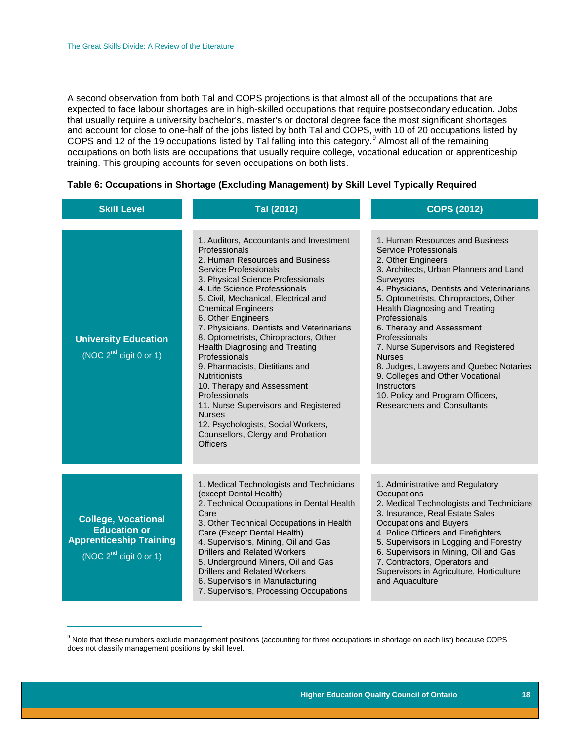A second observation from both Tal and COPS projections is that almost all of the occupations that are expected to face labour shortages are in high-skilled occupations that require postsecondary education. Jobs that usually require a university bachelor's, master's or doctoral degree face the most significant shortages and account for close to one-half of the jobs listed by both Tal and COPS, with 10 of 20 occupations listed by COPS and 12 of the 19 occupations listed by Tal falling into this category.[9] Almost all of the remaining occupations on both lists are occupations that usually require college, vocational education or apprenticeship training. This grouping accounts for seven occupations on both lists.

**Table 6: Occupations in Shortage (Excluding Management) by Skill Level Typically Required**

| Skill Level | Tal (2012) | COPS (2012) |
|---|---|---|
| **University Education** (NOC 2nd digit 0 or 1) | 1. Auditors, Accountants and Investment Professionals<br>2. Human Resources and Business Service Professionals<br>3. Physical Science Professionals<br>4. Life Science Professionals<br>5. Civil, Mechanical, Electrical and Chemical Engineers<br>6. Other Engineers<br>7. Physicians, Dentists and Veterinarians<br>8. Optometrists, Chiropractors, Other Health Diagnosing and Treating Professionals<br>9. Pharmacists, Dietitians and Nutritionists<br>10. Therapy and Assessment Professionals<br>11. Nurse Supervisors and Registered Nurses<br>12. Psychologists, Social Workers, Counsellors, Clergy and Probation Officers | 1. Human Resources and Business Service Professionals<br>2. Other Engineers<br>3. Architects, Urban Planners and Land Surveyors<br>4. Physicians, Dentists and Veterinarians<br>5. Optometrists, Chiropractors, Other Health Diagnosing and Treating Professionals<br>6. Therapy and Assessment Professionals<br>7. Nurse Supervisors and Registered Nurses<br>8. Judges, Lawyers and Quebec Notaries<br>9. Colleges and Other Vocational Instructors<br>10. Policy and Program Officers, Researchers and Consultants |
| **College, Vocational Education or Apprenticeship Training** (NOC 2nd digit 0 or 1) | 1. Medical Technologists and Technicians (except Dental Health)<br>2. Technical Occupations in Dental Health Care<br>3. Other Technical Occupations in Health Care (Except Dental Health)<br>4. Supervisors, Mining, Oil and Gas Drillers and Related Workers<br>5. Underground Miners, Oil and Gas Drillers and Related Workers<br>6. Supervisors in Manufacturing<br>7. Supervisors, Processing Occupations | 1. Administrative and Regulatory Occupations<br>2. Medical Technologists and Technicians<br>3. Insurance, Real Estate Sales Occupations and Buyers<br>4. Police Officers and Firefighters<br>5. Supervisors in Logging and Forestry<br>6. Supervisors in Mining, Oil and Gas<br>7. Contractors, Operators and Supervisors in Agriculture, Horticulture and Aquaculture |

[9] Note that these numbers exclude management positions (accounting for three occupations in shortage on each list) because COPS does not classify management positions by skill level.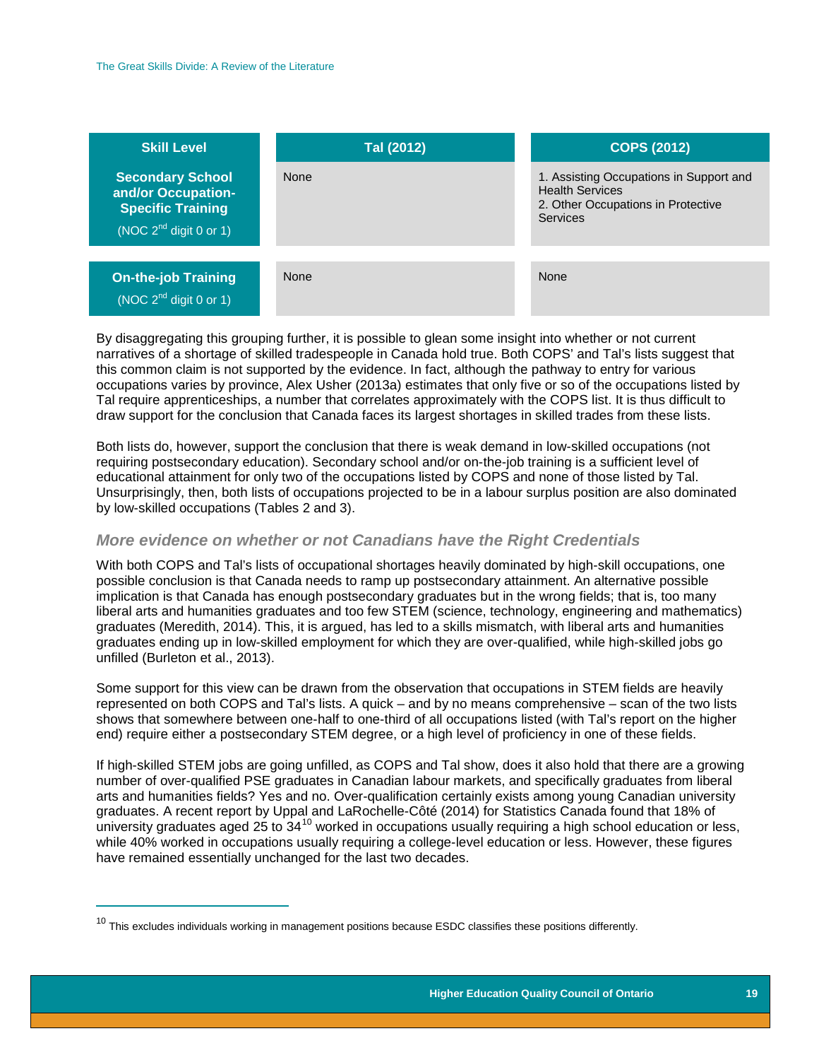| Skill Level | Tal (2012) | COPS (2012) |
|---|---|---|
| **Secondary School and/or Occupation-Specific Training** (NOC 2nd digit 0 or 1) | None | 1. Assisting Occupations in Support and Health Services<br>2. Other Occupations in Protective Services |
| **On-the-job Training** (NOC 2nd digit 0 or 1) | None | None |

By disaggregating this grouping further, it is possible to glean some insight into whether or not current narratives of a shortage of skilled tradespeople in Canada hold true. Both COPS' and Tal's lists suggest that this common claim is not supported by the evidence. In fact, although the pathway to entry for various occupations varies by province, Alex Usher (2013a) estimates that only five or so of the occupations listed by Tal require apprenticeships, a number that correlates approximately with the COPS list. It is thus difficult to draw support for the conclusion that Canada faces its largest shortages in skilled trades from these lists.

Both lists do, however, support the conclusion that there is weak demand in low-skilled occupations (not requiring postsecondary education). Secondary school and/or on-the-job training is a sufficient level of educational attainment for only two of the occupations listed by COPS and none of those listed by Tal. Unsurprisingly, then, both lists of occupations projected to be in a labour surplus position are also dominated by low-skilled occupations (Tables 2 and 3).

### *More evidence on whether or not Canadians have the Right Credentials*

With both COPS and Tal's lists of occupational shortages heavily dominated by high-skill occupations, one possible conclusion is that Canada needs to ramp up postsecondary attainment. An alternative possible implication is that Canada has enough postsecondary graduates but in the wrong fields; that is, too many liberal arts and humanities graduates and too few STEM (science, technology, engineering and mathematics) graduates (Meredith, 2014). This, it is argued, has led to a skills mismatch, with liberal arts and humanities graduates ending up in low-skilled employment for which they are over-qualified, while high-skilled jobs go unfilled (Burleton et al., 2013).

Some support for this view can be drawn from the observation that occupations in STEM fields are heavily represented on both COPS and Tal's lists. A quick – and by no means comprehensive – scan of the two lists shows that somewhere between one-half to one-third of all occupations listed (with Tal's report on the higher end) require either a postsecondary STEM degree, or a high level of proficiency in one of these fields.

If high-skilled STEM jobs are going unfilled, as COPS and Tal show, does it also hold that there are a growing number of over-qualified PSE graduates in Canadian labour markets, and specifically graduates from liberal arts and humanities fields? Yes and no. Over-qualification certainly exists among young Canadian university graduates. A recent report by Uppal and LaRochelle-Côté (2014) for Statistics Canada found that 18% of university graduates aged 25 to 34[10] worked in occupations usually requiring a high school education or less, while 40% worked in occupations usually requiring a college-level education or less. However, these figures have remained essentially unchanged for the last two decades.

[10] This excludes individuals working in management positions because ESDC classifies these positions differently.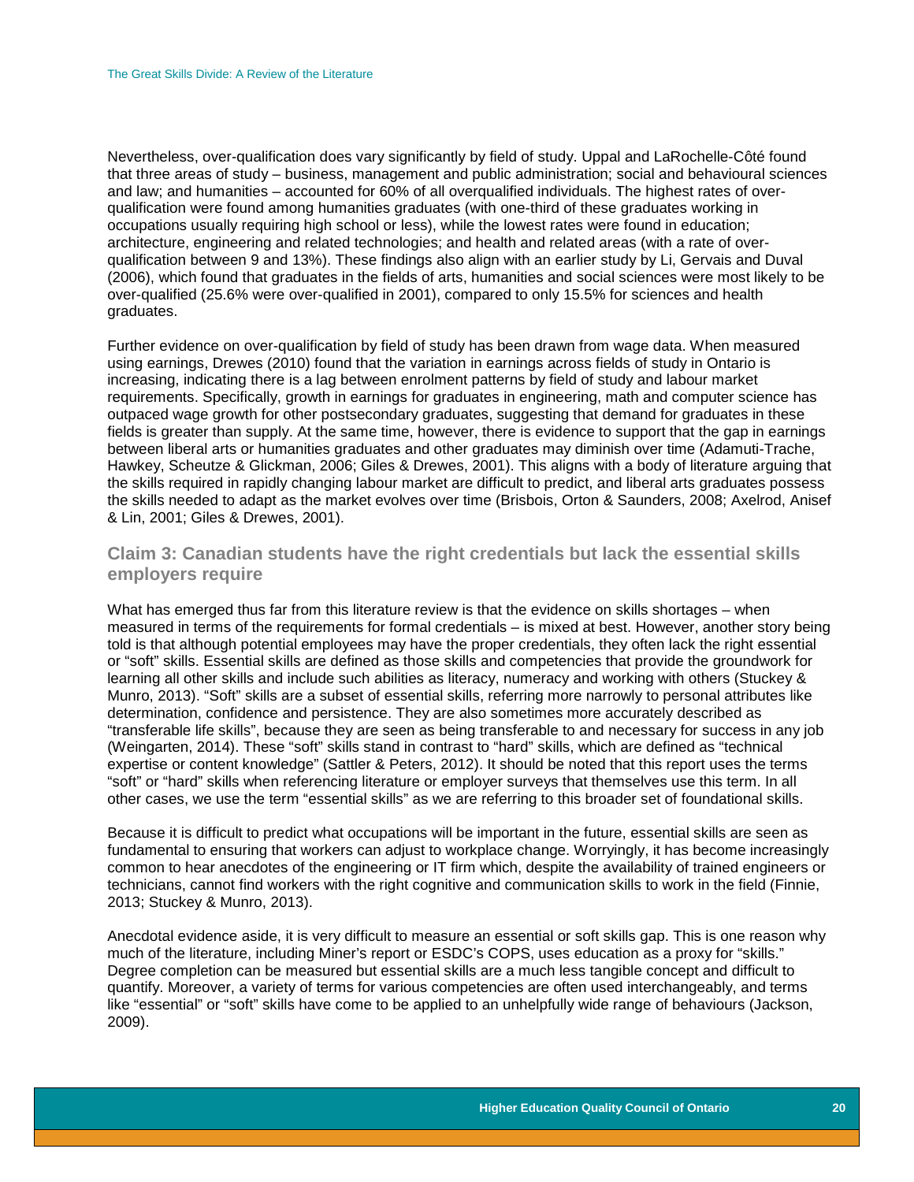Nevertheless, over-qualification does vary significantly by field of study. Uppal and LaRochelle-Côté found that three areas of study – business, management and public administration; social and behavioural sciences and law; and humanities – accounted for 60% of all overqualified individuals. The highest rates of over-qualification were found among humanities graduates (with one-third of these graduates working in occupations usually requiring high school or less), while the lowest rates were found in education; architecture, engineering and related technologies; and health and related areas (with a rate of over-qualification between 9 and 13%). These findings also align with an earlier study by Li, Gervais and Duval (2006), which found that graduates in the fields of arts, humanities and social sciences were most likely to be over-qualified (25.6% were over-qualified in 2001), compared to only 15.5% for sciences and health graduates.

Further evidence on over-qualification by field of study has been drawn from wage data. When measured using earnings, Drewes (2010) found that the variation in earnings across fields of study in Ontario is increasing, indicating there is a lag between enrolment patterns by field of study and labour market requirements. Specifically, growth in earnings for graduates in engineering, math and computer science has outpaced wage growth for other postsecondary graduates, suggesting that demand for graduates in these fields is greater than supply. At the same time, however, there is evidence to support that the gap in earnings between liberal arts or humanities graduates and other graduates may diminish over time (Adamuti-Trache, Hawkey, Scheutze & Glickman, 2006; Giles & Drewes, 2001). This aligns with a body of literature arguing that the skills required in rapidly changing labour market are difficult to predict, and liberal arts graduates possess the skills needed to adapt as the market evolves over time (Brisbois, Orton & Saunders, 2008; Axelrod, Anisef & Lin, 2001; Giles & Drewes, 2001).

### Claim 3: Canadian students have the right credentials but lack the essential skills employers require

What has emerged thus far from this literature review is that the evidence on skills shortages – when measured in terms of the requirements for formal credentials – is mixed at best. However, another story being told is that although potential employees may have the proper credentials, they often lack the right essential or "soft" skills. Essential skills are defined as those skills and competencies that provide the groundwork for learning all other skills and include such abilities as literacy, numeracy and working with others (Stuckey & Munro, 2013). "Soft" skills are a subset of essential skills, referring more narrowly to personal attributes like determination, confidence and persistence. They are also sometimes more accurately described as "transferable life skills", because they are seen as being transferable to and necessary for success in any job (Weingarten, 2014). These "soft" skills stand in contrast to "hard" skills, which are defined as "technical expertise or content knowledge" (Sattler & Peters, 2012). It should be noted that this report uses the terms "soft" or "hard" skills when referencing literature or employer surveys that themselves use this term. In all other cases, we use the term "essential skills" as we are referring to this broader set of foundational skills.

Because it is difficult to predict what occupations will be important in the future, essential skills are seen as fundamental to ensuring that workers can adjust to workplace change. Worryingly, it has become increasingly common to hear anecdotes of the engineering or IT firm which, despite the availability of trained engineers or technicians, cannot find workers with the right cognitive and communication skills to work in the field (Finnie, 2013; Stuckey & Munro, 2013).

Anecdotal evidence aside, it is very difficult to measure an essential or soft skills gap. This is one reason why much of the literature, including Miner's report or ESDC's COPS, uses education as a proxy for "skills." Degree completion can be measured but essential skills are a much less tangible concept and difficult to quantify. Moreover, a variety of terms for various competencies are often used interchangeably, and terms like "essential" or "soft" skills have come to be applied to an unhelpfully wide range of behaviours (Jackson, 2009).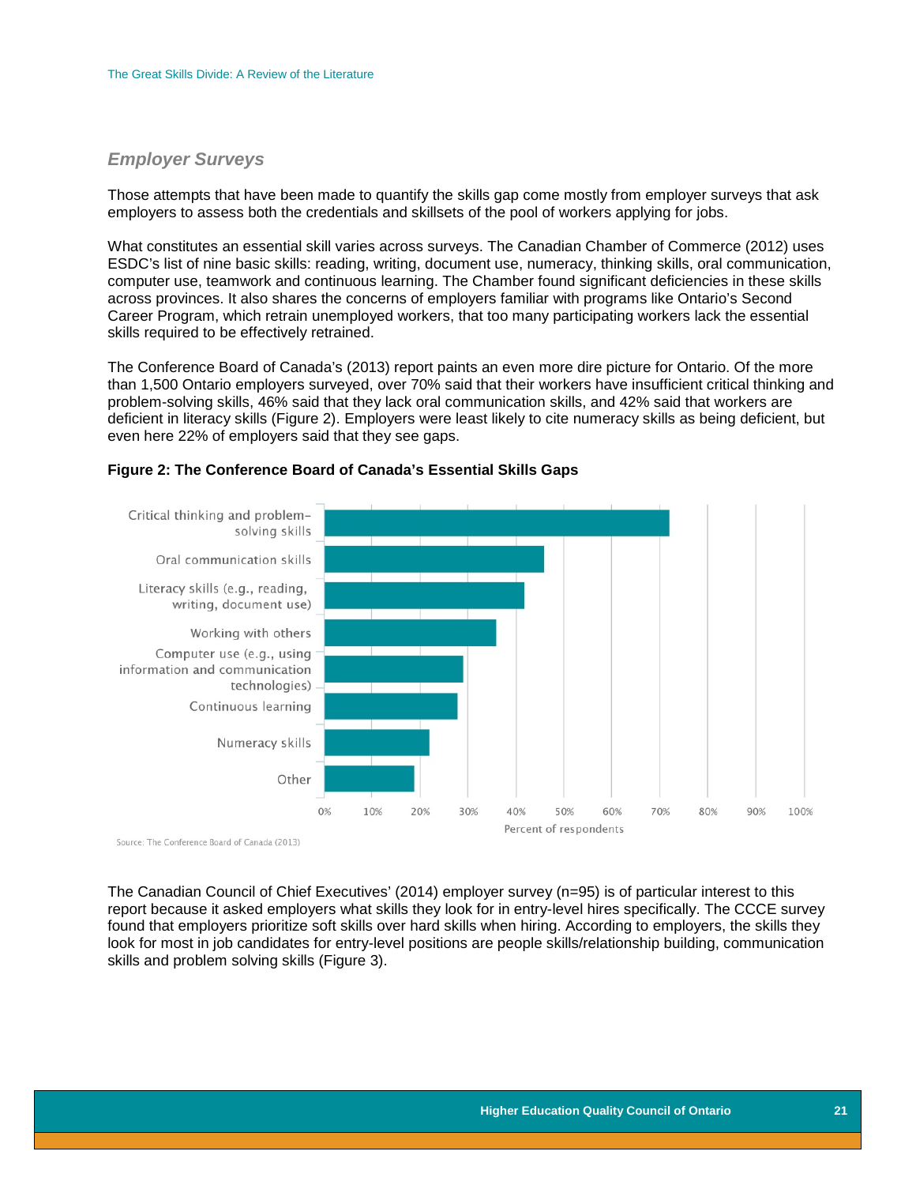### *Employer Surveys*

Those attempts that have been made to quantify the skills gap come mostly from employer surveys that ask employers to assess both the credentials and skillsets of the pool of workers applying for jobs.

What constitutes an essential skill varies across surveys. The Canadian Chamber of Commerce (2012) uses ESDC's list of nine basic skills: reading, writing, document use, numeracy, thinking skills, oral communication, computer use, teamwork and continuous learning. The Chamber found significant deficiencies in these skills across provinces. It also shares the concerns of employers familiar with programs like Ontario's Second Career Program, which retrain unemployed workers, that too many participating workers lack the essential skills required to be effectively retrained.

The Conference Board of Canada's (2013) report paints an even more dire picture for Ontario. Of the more than 1,500 Ontario employers surveyed, over 70% said that their workers have insufficient critical thinking and problem-solving skills, 46% said that they lack oral communication skills, and 42% said that workers are deficient in literacy skills (Figure 2). Employers were least likely to cite numeracy skills as being deficient, but even here 22% of employers said that they see gaps.

**Figure 2: The Conference Board of Canada's Essential Skills Gaps**

| Skill | Percent of respondents (approx.) |
|---|---|
| Critical thinking and problem-solving skills | ~72% |
| Oral communication skills | ~46% |
| Literacy skills (e.g., reading, writing, document use) | ~42% |
| Working with others | ~36% |
| Computer use (e.g., using information and communication technologies) | ~29% |
| Continuous learning | ~28% |
| Numeracy skills | ~22% |
| Other | ~19% |

Source: The Conference Board of Canada (2013)

The Canadian Council of Chief Executives' (2014) employer survey (n=95) is of particular interest to this report because it asked employers what skills they look for in entry-level hires specifically. The CCCE survey found that employers prioritize soft skills over hard skills when hiring. According to employers, the skills they look for most in job candidates for entry-level positions are people skills/relationship building, communication skills and problem solving skills (Figure 3).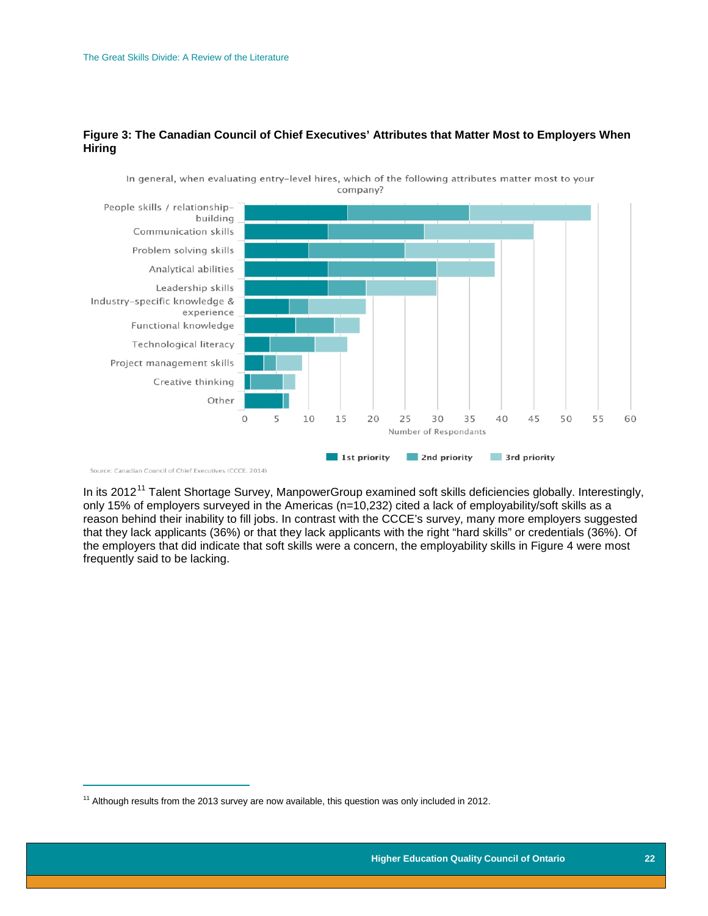**Figure 3: The Canadian Council of Chief Executives' Attributes that Matter Most to Employers When Hiring**

In general, when evaluating entry-level hires, which of the following attributes matter most to your company?

| Attribute | 1st priority | 2nd priority | 3rd priority |
|---|---|---|---|
| People skills / relationship-building | 16 | 19 | 19 |
| Communication skills | 13 | 15 | 17 |
| Problem solving skills | 10 | 15 | 14 |
| Analytical abilities | 13 | 17 | 9 |
| Leadership skills | 13 | 6 | 11 |
| Industry-specific knowledge & experience | 7 | 3 | 9 |
| Functional knowledge | 8 | 6 | 4 |
| Technological literacy | 4 | 7 | 5 |
| Project management skills | 3 | 2 | 4 |
| Creative thinking | 1 | 5 | 2 |
| Other | 6 | 1 | 0 |

Number of Respondants

Source: Canadian Council of Chief Executives (CCCE, 2014)

In its 2012[11] Talent Shortage Survey, ManpowerGroup examined soft skills deficiencies globally. Interestingly, only 15% of employers surveyed in the Americas (n=10,232) cited a lack of employability/soft skills as a reason behind their inability to fill jobs. In contrast with the CCCE's survey, many more employers suggested that they lack applicants (36%) or that they lack applicants with the right "hard skills" or credentials (36%). Of the employers that did indicate that soft skills were a concern, the employability skills in Figure 4 were most frequently said to be lacking.

[11] Although results from the 2013 survey are now available, this question was only included in 2012.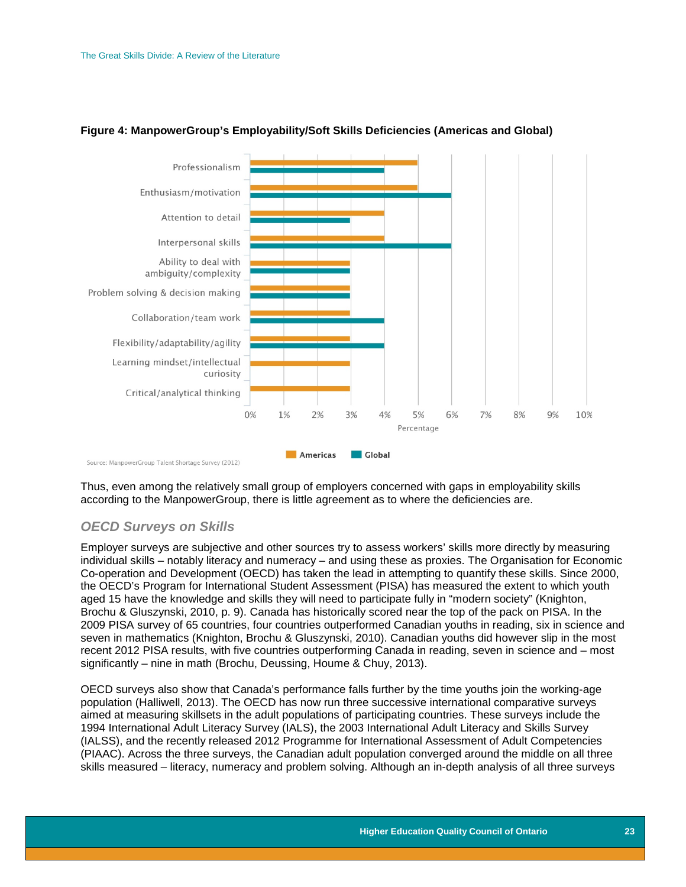**Figure 4: ManpowerGroup's Employability/Soft Skills Deficiencies (Americas and Global)**

| Skill | Americas | Global |
| --- | --- | --- |
| Professionalism | 5% | 4% |
| Enthusiasm/motivation | 5% | 6% |
| Attention to detail | 4% | 3% |
| Interpersonal skills | 4% | 6% |
| Ability to deal with ambiguity/complexity | 3% | 3% |
| Problem solving & decision making | 3% | 3% |
| Collaboration/team work | 3% | 4% |
| Flexibility/adaptability/agility | 3% | 4% |
| Learning mindset/intellectual curiosity | 3% | |
| Critical/analytical thinking | 3% | |

Source: ManpowerGroup Talent Shortage Survey (2012)

Thus, even among the relatively small group of employers concerned with gaps in employability skills according to the ManpowerGroup, there is little agreement as to where the deficiencies are.

### *OECD Surveys on Skills*

Employer surveys are subjective and other sources try to assess workers' skills more directly by measuring individual skills – notably literacy and numeracy – and using these as proxies. The Organisation for Economic Co-operation and Development (OECD) has taken the lead in attempting to quantify these skills. Since 2000, the OECD's Program for International Student Assessment (PISA) has measured the extent to which youth aged 15 have the knowledge and skills they will need to participate fully in "modern society" (Knighton, Brochu & Gluszynski, 2010, p. 9). Canada has historically scored near the top of the pack on PISA. In the 2009 PISA survey of 65 countries, four countries outperformed Canadian youths in reading, six in science and seven in mathematics (Knighton, Brochu & Gluszynski, 2010). Canadian youths did however slip in the most recent 2012 PISA results, with five countries outperforming Canada in reading, seven in science and – most significantly – nine in math (Brochu, Deussing, Houme & Chuy, 2013).

OECD surveys also show that Canada's performance falls further by the time youths join the working-age population (Halliwell, 2013). The OECD has now run three successive international comparative surveys aimed at measuring skillsets in the adult populations of participating countries. These surveys include the 1994 International Adult Literacy Survey (IALS), the 2003 International Adult Literacy and Skills Survey (IALSS), and the recently released 2012 Programme for International Assessment of Adult Competencies (PIAAC). Across the three surveys, the Canadian adult population converged around the middle on all three skills measured – literacy, numeracy and problem solving. Although an in-depth analysis of all three surveys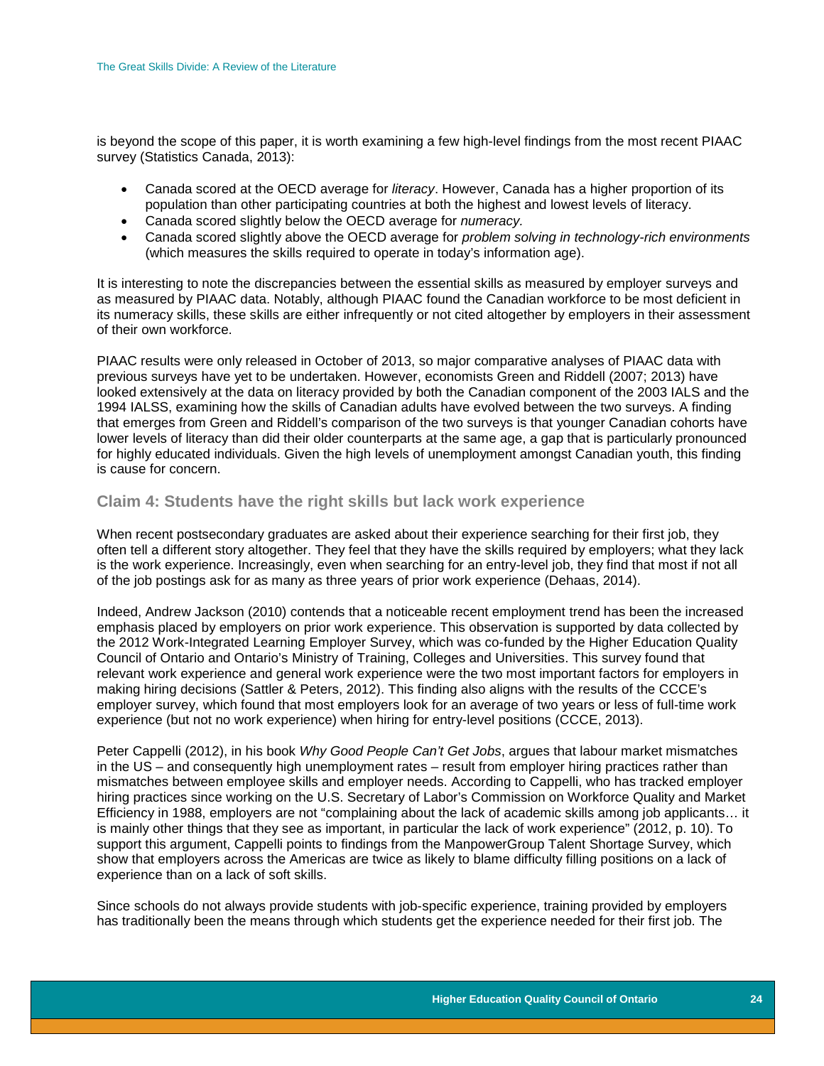is beyond the scope of this paper, it is worth examining a few high-level findings from the most recent PIAAC survey (Statistics Canada, 2013):

- Canada scored at the OECD average for *literacy*. However, Canada has a higher proportion of its population than other participating countries at both the highest and lowest levels of literacy.
- Canada scored slightly below the OECD average for *numeracy.*
- Canada scored slightly above the OECD average for *problem solving in technology-rich environments* (which measures the skills required to operate in today's information age).

It is interesting to note the discrepancies between the essential skills as measured by employer surveys and as measured by PIAAC data. Notably, although PIAAC found the Canadian workforce to be most deficient in its numeracy skills, these skills are either infrequently or not cited altogether by employers in their assessment of their own workforce.

PIAAC results were only released in October of 2013, so major comparative analyses of PIAAC data with previous surveys have yet to be undertaken. However, economists Green and Riddell (2007; 2013) have looked extensively at the data on literacy provided by both the Canadian component of the 2003 IALS and the 1994 IALSS, examining how the skills of Canadian adults have evolved between the two surveys. A finding that emerges from Green and Riddell's comparison of the two surveys is that younger Canadian cohorts have lower levels of literacy than did their older counterparts at the same age, a gap that is particularly pronounced for highly educated individuals. Given the high levels of unemployment amongst Canadian youth, this finding is cause for concern.

### Claim 4: Students have the right skills but lack work experience

When recent postsecondary graduates are asked about their experience searching for their first job, they often tell a different story altogether. They feel that they have the skills required by employers; what they lack is the work experience. Increasingly, even when searching for an entry-level job, they find that most if not all of the job postings ask for as many as three years of prior work experience (Dehaas, 2014).

Indeed, Andrew Jackson (2010) contends that a noticeable recent employment trend has been the increased emphasis placed by employers on prior work experience. This observation is supported by data collected by the 2012 Work-Integrated Learning Employer Survey, which was co-funded by the Higher Education Quality Council of Ontario and Ontario's Ministry of Training, Colleges and Universities. This survey found that relevant work experience and general work experience were the two most important factors for employers in making hiring decisions (Sattler & Peters, 2012). This finding also aligns with the results of the CCCE's employer survey, which found that most employers look for an average of two years or less of full-time work experience (but not no work experience) when hiring for entry-level positions (CCCE, 2013).

Peter Cappelli (2012), in his book *Why Good People Can't Get Jobs*, argues that labour market mismatches in the US – and consequently high unemployment rates – result from employer hiring practices rather than mismatches between employee skills and employer needs. According to Cappelli, who has tracked employer hiring practices since working on the U.S. Secretary of Labor's Commission on Workforce Quality and Market Efficiency in 1988, employers are not "complaining about the lack of academic skills among job applicants… it is mainly other things that they see as important, in particular the lack of work experience" (2012, p. 10). To support this argument, Cappelli points to findings from the ManpowerGroup Talent Shortage Survey, which show that employers across the Americas are twice as likely to blame difficulty filling positions on a lack of experience than on a lack of soft skills.

Since schools do not always provide students with job-specific experience, training provided by employers has traditionally been the means through which students get the experience needed for their first job. The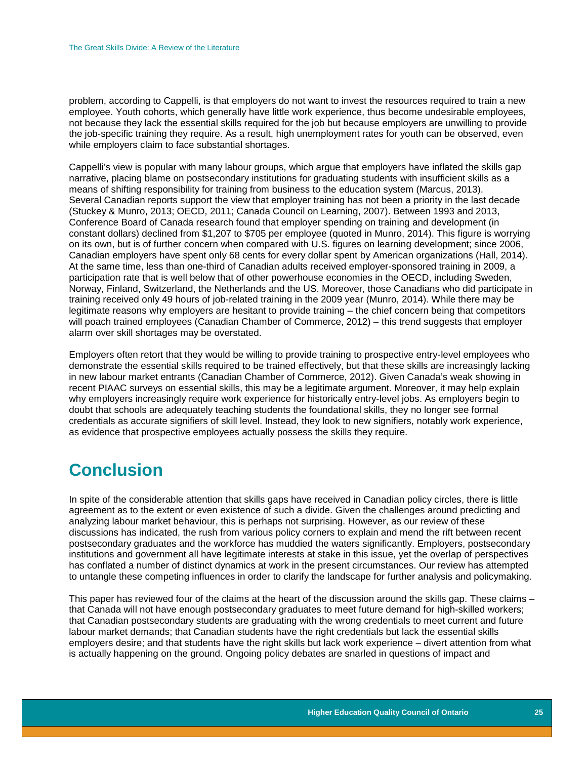problem, according to Cappelli, is that employers do not want to invest the resources required to train a new employee. Youth cohorts, which generally have little work experience, thus become undesirable employees, not because they lack the essential skills required for the job but because employers are unwilling to provide the job-specific training they require. As a result, high unemployment rates for youth can be observed, even while employers claim to face substantial shortages.

Cappelli's view is popular with many labour groups, which argue that employers have inflated the skills gap narrative, placing blame on postsecondary institutions for graduating students with insufficient skills as a means of shifting responsibility for training from business to the education system (Marcus, 2013). Several Canadian reports support the view that employer training has not been a priority in the last decade (Stuckey & Munro, 2013; OECD, 2011; Canada Council on Learning, 2007). Between 1993 and 2013, Conference Board of Canada research found that employer spending on training and development (in constant dollars) declined from $1,207 to $705 per employee (quoted in Munro, 2014). This figure is worrying on its own, but is of further concern when compared with U.S. figures on learning development; since 2006, Canadian employers have spent only 68 cents for every dollar spent by American organizations (Hall, 2014). At the same time, less than one-third of Canadian adults received employer-sponsored training in 2009, a participation rate that is well below that of other powerhouse economies in the OECD, including Sweden, Norway, Finland, Switzerland, the Netherlands and the US. Moreover, those Canadians who did participate in training received only 49 hours of job-related training in the 2009 year (Munro, 2014). While there may be legitimate reasons why employers are hesitant to provide training – the chief concern being that competitors will poach trained employees (Canadian Chamber of Commerce, 2012) – this trend suggests that employer alarm over skill shortages may be overstated.

Employers often retort that they would be willing to provide training to prospective entry-level employees who demonstrate the essential skills required to be trained effectively, but that these skills are increasingly lacking in new labour market entrants (Canadian Chamber of Commerce, 2012). Given Canada's weak showing in recent PIAAC surveys on essential skills, this may be a legitimate argument. Moreover, it may help explain why employers increasingly require work experience for historically entry-level jobs. As employers begin to doubt that schools are adequately teaching students the foundational skills, they no longer see formal credentials as accurate signifiers of skill level. Instead, they look to new signifiers, notably work experience, as evidence that prospective employees actually possess the skills they require.

# Conclusion

In spite of the considerable attention that skills gaps have received in Canadian policy circles, there is little agreement as to the extent or even existence of such a divide. Given the challenges around predicting and analyzing labour market behaviour, this is perhaps not surprising. However, as our review of these discussions has indicated, the rush from various policy corners to explain and mend the rift between recent postsecondary graduates and the workforce has muddied the waters significantly. Employers, postsecondary institutions and government all have legitimate interests at stake in this issue, yet the overlap of perspectives has conflated a number of distinct dynamics at work in the present circumstances. Our review has attempted to untangle these competing influences in order to clarify the landscape for further analysis and policymaking.

This paper has reviewed four of the claims at the heart of the discussion around the skills gap. These claims – that Canada will not have enough postsecondary graduates to meet future demand for high-skilled workers; that Canadian postsecondary students are graduating with the wrong credentials to meet current and future labour market demands; that Canadian students have the right credentials but lack the essential skills employers desire; and that students have the right skills but lack work experience – divert attention from what is actually happening on the ground. Ongoing policy debates are snarled in questions of impact and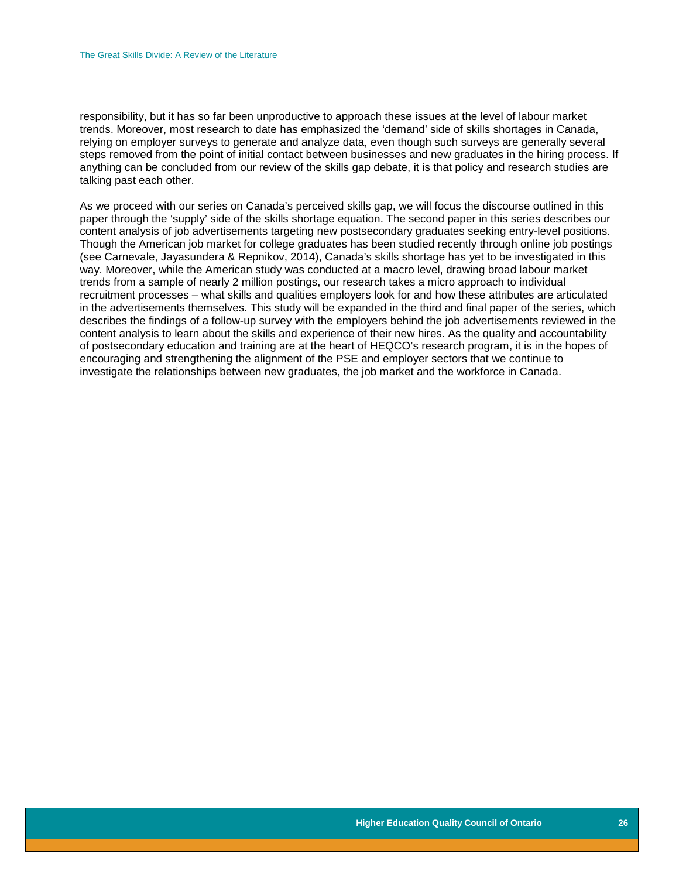responsibility, but it has so far been unproductive to approach these issues at the level of labour market trends. Moreover, most research to date has emphasized the 'demand' side of skills shortages in Canada, relying on employer surveys to generate and analyze data, even though such surveys are generally several steps removed from the point of initial contact between businesses and new graduates in the hiring process. If anything can be concluded from our review of the skills gap debate, it is that policy and research studies are talking past each other.

As we proceed with our series on Canada's perceived skills gap, we will focus the discourse outlined in this paper through the 'supply' side of the skills shortage equation. The second paper in this series describes our content analysis of job advertisements targeting new postsecondary graduates seeking entry-level positions. Though the American job market for college graduates has been studied recently through online job postings (see Carnevale, Jayasundera & Repnikov, 2014), Canada's skills shortage has yet to be investigated in this way. Moreover, while the American study was conducted at a macro level, drawing broad labour market trends from a sample of nearly 2 million postings, our research takes a micro approach to individual recruitment processes – what skills and qualities employers look for and how these attributes are articulated in the advertisements themselves. This study will be expanded in the third and final paper of the series, which describes the findings of a follow-up survey with the employers behind the job advertisements reviewed in the content analysis to learn about the skills and experience of their new hires. As the quality and accountability of postsecondary education and training are at the heart of HEQCO's research program, it is in the hopes of encouraging and strengthening the alignment of the PSE and employer sectors that we continue to investigate the relationships between new graduates, the job market and the workforce in Canada.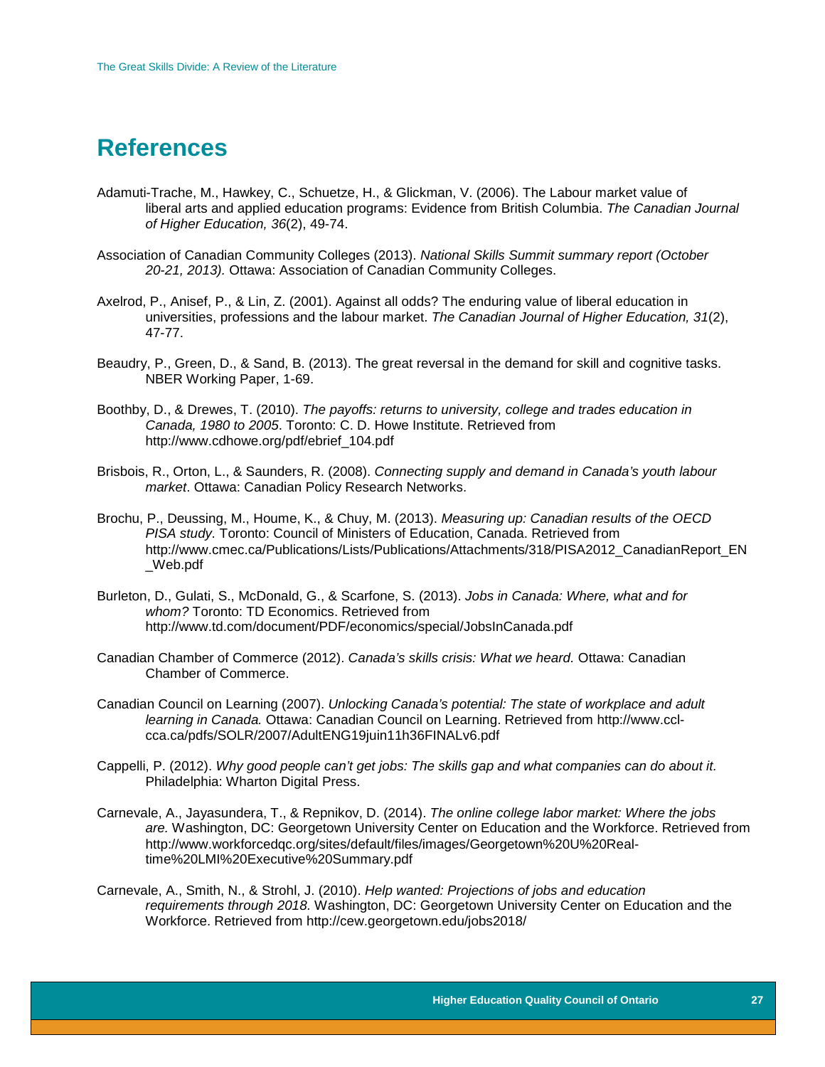# References

Adamuti-Trache, M., Hawkey, C., Schuetze, H., & Glickman, V. (2006). The Labour market value of liberal arts and applied education programs: Evidence from British Columbia. *The Canadian Journal of Higher Education, 36*(2), 49-74.

Association of Canadian Community Colleges (2013). *National Skills Summit summary report (October 20-21, 2013).* Ottawa: Association of Canadian Community Colleges.

Axelrod, P., Anisef, P., & Lin, Z. (2001). Against all odds? The enduring value of liberal education in universities, professions and the labour market. *The Canadian Journal of Higher Education, 31*(2), 47-77.

Beaudry, P., Green, D., & Sand, B. (2013). The great reversal in the demand for skill and cognitive tasks. NBER Working Paper, 1-69.

Boothby, D., & Drewes, T. (2010). *The payoffs: returns to university, college and trades education in Canada, 1980 to 2005*. Toronto: C. D. Howe Institute. Retrieved from http://www.cdhowe.org/pdf/ebrief_104.pdf

Brisbois, R., Orton, L., & Saunders, R. (2008). *Connecting supply and demand in Canada's youth labour market*. Ottawa: Canadian Policy Research Networks.

Brochu, P., Deussing, M., Houme, K., & Chuy, M. (2013). *Measuring up: Canadian results of the OECD PISA study.* Toronto: Council of Ministers of Education, Canada. Retrieved from http://www.cmec.ca/Publications/Lists/Publications/Attachments/318/PISA2012_CanadianReport_EN_Web.pdf

Burleton, D., Gulati, S., McDonald, G., & Scarfone, S. (2013). *Jobs in Canada: Where, what and for whom?* Toronto: TD Economics. Retrieved from http://www.td.com/document/PDF/economics/special/JobsInCanada.pdf

Canadian Chamber of Commerce (2012). *Canada's skills crisis: What we heard.* Ottawa: Canadian Chamber of Commerce.

Canadian Council on Learning (2007). *Unlocking Canada's potential: The state of workplace and adult learning in Canada.* Ottawa: Canadian Council on Learning. Retrieved from http://www.ccl-cca.ca/pdfs/SOLR/2007/AdultENG19juin11h36FINALv6.pdf

Cappelli, P. (2012). *Why good people can't get jobs: The skills gap and what companies can do about it.* Philadelphia: Wharton Digital Press.

Carnevale, A., Jayasundera, T., & Repnikov, D. (2014). *The online college labor market: Where the jobs are.* Washington, DC: Georgetown University Center on Education and the Workforce. Retrieved from http://www.workforcedqc.org/sites/default/files/images/Georgetown%20U%20Real-time%20LMI%20Executive%20Summary.pdf

Carnevale, A., Smith, N., & Strohl, J. (2010). *Help wanted: Projections of jobs and education requirements through 2018.* Washington, DC: Georgetown University Center on Education and the Workforce. Retrieved from http://cew.georgetown.edu/jobs2018/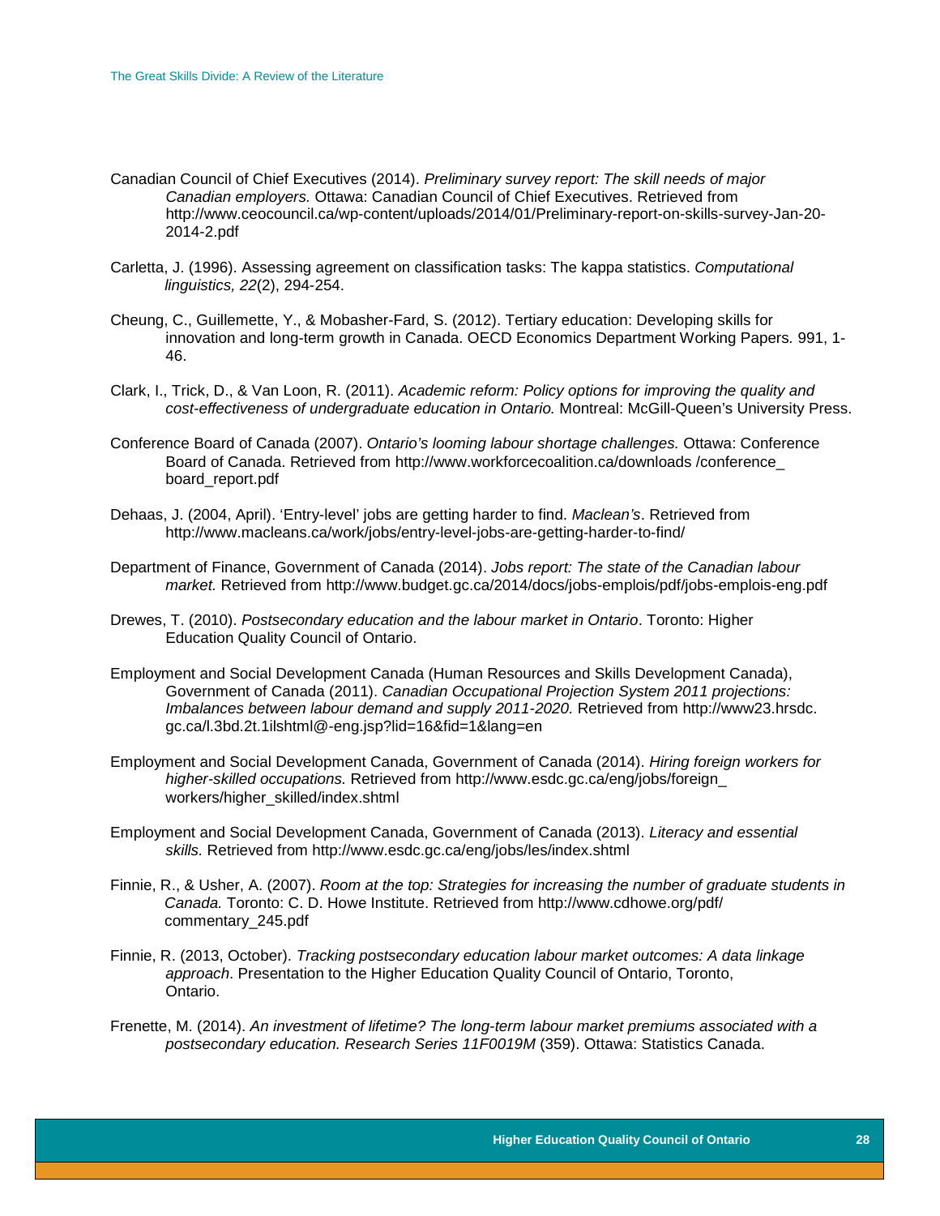Canadian Council of Chief Executives (2014). *Preliminary survey report: The skill needs of major Canadian employers.* Ottawa: Canadian Council of Chief Executives. Retrieved from http://www.ceocouncil.ca/wp-content/uploads/2014/01/Preliminary-report-on-skills-survey-Jan-20-2014-2.pdf

Carletta, J. (1996). Assessing agreement on classification tasks: The kappa statistics. *Computational linguistics, 22*(2), 294-254.

Cheung, C., Guillemette, Y., & Mobasher-Fard, S. (2012). Tertiary education: Developing skills for innovation and long-term growth in Canada. OECD Economics Department Working Papers. 991, 1-46.

Clark, I., Trick, D., & Van Loon, R. (2011). *Academic reform: Policy options for improving the quality and cost-effectiveness of undergraduate education in Ontario.* Montreal: McGill-Queen's University Press.

Conference Board of Canada (2007). *Ontario's looming labour shortage challenges.* Ottawa: Conference Board of Canada. Retrieved from http://www.workforcecoalition.ca/downloads /conference_ board_report.pdf

Dehaas, J. (2004, April). 'Entry-level' jobs are getting harder to find. *Maclean's*. Retrieved from http://www.macleans.ca/work/jobs/entry-level-jobs-are-getting-harder-to-find/

Department of Finance, Government of Canada (2014). *Jobs report: The state of the Canadian labour market.* Retrieved from http://www.budget.gc.ca/2014/docs/jobs-emplois/pdf/jobs-emplois-eng.pdf

Drewes, T. (2010). *Postsecondary education and the labour market in Ontario*. Toronto: Higher Education Quality Council of Ontario.

Employment and Social Development Canada (Human Resources and Skills Development Canada), Government of Canada (2011). *Canadian Occupational Projection System 2011 projections: Imbalances between labour demand and supply 2011-2020.* Retrieved from http://www23.hrsdc. gc.ca/l.3bd.2t.1ilshtml@-eng.jsp?lid=16&fid=1&lang=en

Employment and Social Development Canada, Government of Canada (2014). *Hiring foreign workers for higher-skilled occupations.* Retrieved from http://www.esdc.gc.ca/eng/jobs/foreign_ workers/higher_skilled/index.shtml

Employment and Social Development Canada, Government of Canada (2013). *Literacy and essential skills.* Retrieved from http://www.esdc.gc.ca/eng/jobs/les/index.shtml

Finnie, R., & Usher, A. (2007). *Room at the top: Strategies for increasing the number of graduate students in Canada.* Toronto: C. D. Howe Institute. Retrieved from http://www.cdhowe.org/pdf/ commentary_245.pdf

Finnie, R. (2013, October). *Tracking postsecondary education labour market outcomes: A data linkage approach*. Presentation to the Higher Education Quality Council of Ontario, Toronto, Ontario.

Frenette, M. (2014). *An investment of lifetime? The long-term labour market premiums associated with a postsecondary education. Research Series 11F0019M* (359). Ottawa: Statistics Canada.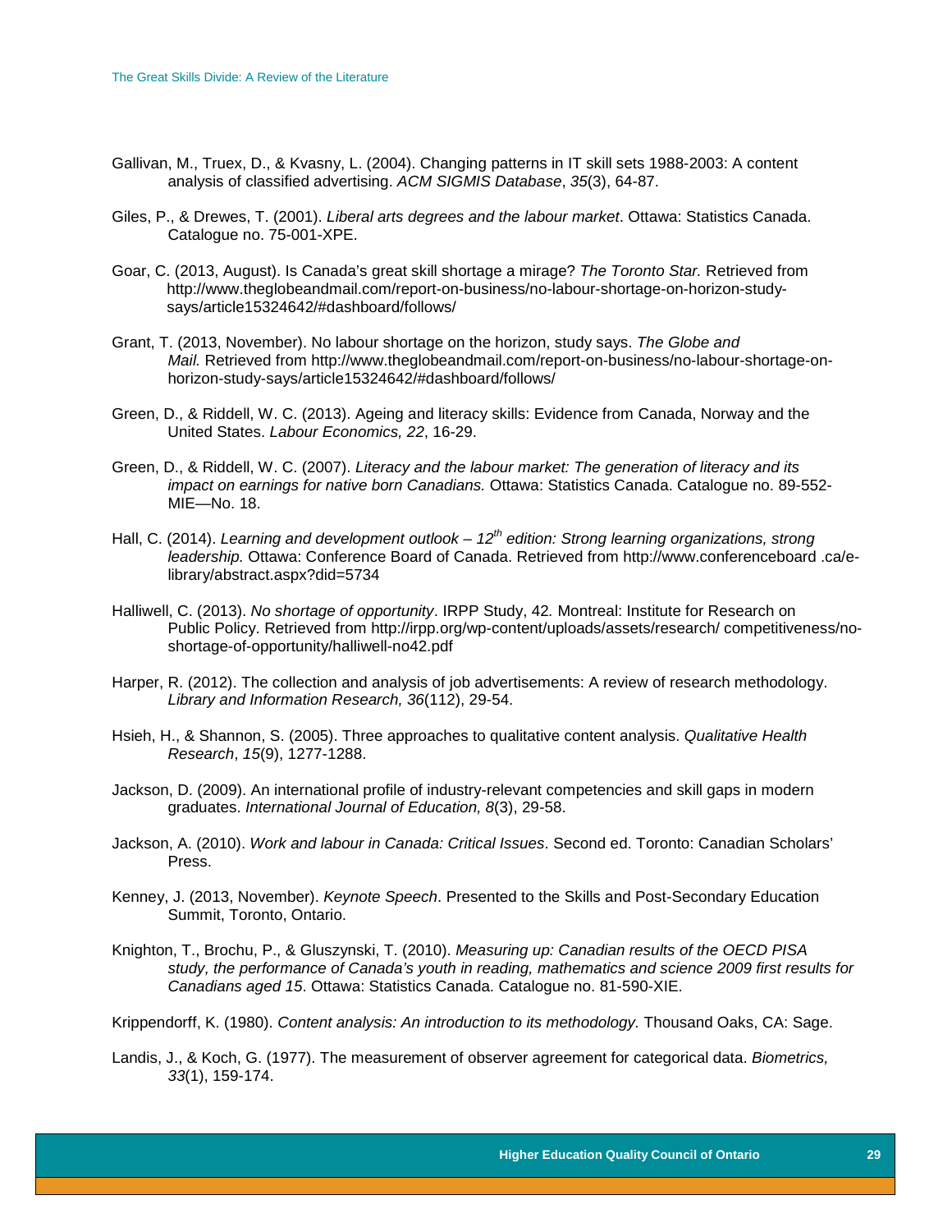Gallivan, M., Truex, D., & Kvasny, L. (2004). Changing patterns in IT skill sets 1988-2003: A content analysis of classified advertising. *ACM SIGMIS Database*, *35*(3), 64-87.

Giles, P., & Drewes, T. (2001). *Liberal arts degrees and the labour market*. Ottawa: Statistics Canada. Catalogue no. 75-001-XPE.

Goar, C. (2013, August). Is Canada's great skill shortage a mirage? *The Toronto Star.* Retrieved from http://www.theglobeandmail.com/report-on-business/no-labour-shortage-on-horizon-study-says/article15324642/#dashboard/follows/

Grant, T. (2013, November). No labour shortage on the horizon, study says. *The Globe and Mail.* Retrieved from http://www.theglobeandmail.com/report-on-business/no-labour-shortage-on-horizon-study-says/article15324642/#dashboard/follows/

Green, D., & Riddell, W. C. (2013). Ageing and literacy skills: Evidence from Canada, Norway and the United States. *Labour Economics, 22*, 16-29.

Green, D., & Riddell, W. C. (2007). *Literacy and the labour market: The generation of literacy and its impact on earnings for native born Canadians.* Ottawa: Statistics Canada. Catalogue no. 89-552-MIE—No. 18.

Hall, C. (2014). *Learning and development outlook – 12th edition: Strong learning organizations, strong leadership.* Ottawa: Conference Board of Canada. Retrieved from http://www.conferenceboard .ca/e-library/abstract.aspx?did=5734

Halliwell, C. (2013). *No shortage of opportunity*. IRPP Study, 42*.* Montreal: Institute for Research on Public Policy. Retrieved from http://irpp.org/wp-content/uploads/assets/research/ competitiveness/no-shortage-of-opportunity/halliwell-no42.pdf

Harper, R. (2012). The collection and analysis of job advertisements: A review of research methodology. *Library and Information Research, 36*(112), 29-54.

Hsieh, H., & Shannon, S. (2005). Three approaches to qualitative content analysis. *Qualitative Health Research*, *15*(9), 1277-1288.

Jackson, D. (2009). An international profile of industry-relevant competencies and skill gaps in modern graduates. *International Journal of Education, 8*(3), 29-58.

Jackson, A. (2010). *Work and labour in Canada: Critical Issues*. Second ed. Toronto: Canadian Scholars' Press.

Kenney, J. (2013, November). *Keynote Speech*. Presented to the Skills and Post-Secondary Education Summit, Toronto, Ontario.

Knighton, T., Brochu, P., & Gluszynski, T. (2010). *Measuring up: Canadian results of the OECD PISA study, the performance of Canada's youth in reading, mathematics and science 2009 first results for Canadians aged 15*. Ottawa: Statistics Canada. Catalogue no. 81-590-XIE.

Krippendorff, K. (1980). *Content analysis: An introduction to its methodology.* Thousand Oaks, CA: Sage.

Landis, J., & Koch, G. (1977). The measurement of observer agreement for categorical data. *Biometrics, 33*(1), 159-174.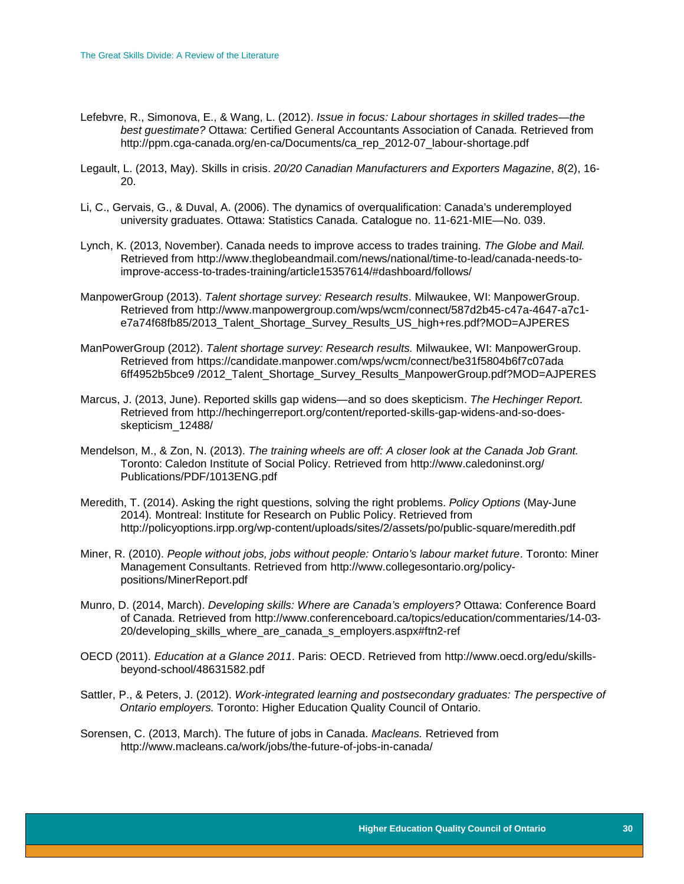Lefebvre, R., Simonova, E., & Wang, L. (2012). *Issue in focus: Labour shortages in skilled trades—the best guestimate?* Ottawa: Certified General Accountants Association of Canada. Retrieved from http://ppm.cga-canada.org/en-ca/Documents/ca_rep_2012-07_labour-shortage.pdf

Legault, L. (2013, May). Skills in crisis. *20/20 Canadian Manufacturers and Exporters Magazine*, *8*(2), 16-20.

Li, C., Gervais, G., & Duval, A. (2006). The dynamics of overqualification: Canada's underemployed university graduates. Ottawa: Statistics Canada. Catalogue no. 11-621-MIE—No. 039.

Lynch, K. (2013, November). Canada needs to improve access to trades training. *The Globe and Mail.* Retrieved from http://www.theglobeandmail.com/news/national/time-to-lead/canada-needs-to-improve-access-to-trades-training/article15357614/#dashboard/follows/

ManpowerGroup (2013). *Talent shortage survey: Research results*. Milwaukee, WI: ManpowerGroup. Retrieved from http://www.manpowergroup.com/wps/wcm/connect/587d2b45-c47a-4647-a7c1-e7a74f68fb85/2013_Talent_Shortage_Survey_Results_US_high+res.pdf?MOD=AJPERES

ManPowerGroup (2012). *Talent shortage survey: Research results.* Milwaukee, WI: ManpowerGroup. Retrieved from https://candidate.manpower.com/wps/wcm/connect/be31f5804b6f7c07ada 6ff4952b5bce9 /2012_Talent_Shortage_Survey_Results_ManpowerGroup.pdf?MOD=AJPERES

Marcus, J. (2013, June). Reported skills gap widens—and so does skepticism. *The Hechinger Report.* Retrieved from http://hechingerreport.org/content/reported-skills-gap-widens-and-so-does-skepticism_12488/

Mendelson, M., & Zon, N. (2013). *The training wheels are off: A closer look at the Canada Job Grant.* Toronto: Caledon Institute of Social Policy. Retrieved from http://www.caledoninst.org/Publications/PDF/1013ENG.pdf

Meredith, T. (2014). Asking the right questions, solving the right problems. *Policy Options* (May-June 2014)*.* Montreal: Institute for Research on Public Policy. Retrieved from http://policyoptions.irpp.org/wp-content/uploads/sites/2/assets/po/public-square/meredith.pdf

Miner, R. (2010). *People without jobs, jobs without people: Ontario's labour market future*. Toronto: Miner Management Consultants. Retrieved from http://www.collegesontario.org/policy-positions/MinerReport.pdf

Munro, D. (2014, March). *Developing skills: Where are Canada's employers?* Ottawa: Conference Board of Canada. Retrieved from http://www.conferenceboard.ca/topics/education/commentaries/14-03-20/developing_skills_where_are_canada_s_employers.aspx#ftn2-ref

OECD (2011). *Education at a Glance 2011*. Paris: OECD. Retrieved from http://www.oecd.org/edu/skills-beyond-school/48631582.pdf

Sattler, P., & Peters, J. (2012). *Work-integrated learning and postsecondary graduates: The perspective of Ontario employers.* Toronto: Higher Education Quality Council of Ontario.

Sorensen, C. (2013, March). The future of jobs in Canada. *Macleans.* Retrieved from http://www.macleans.ca/work/jobs/the-future-of-jobs-in-canada/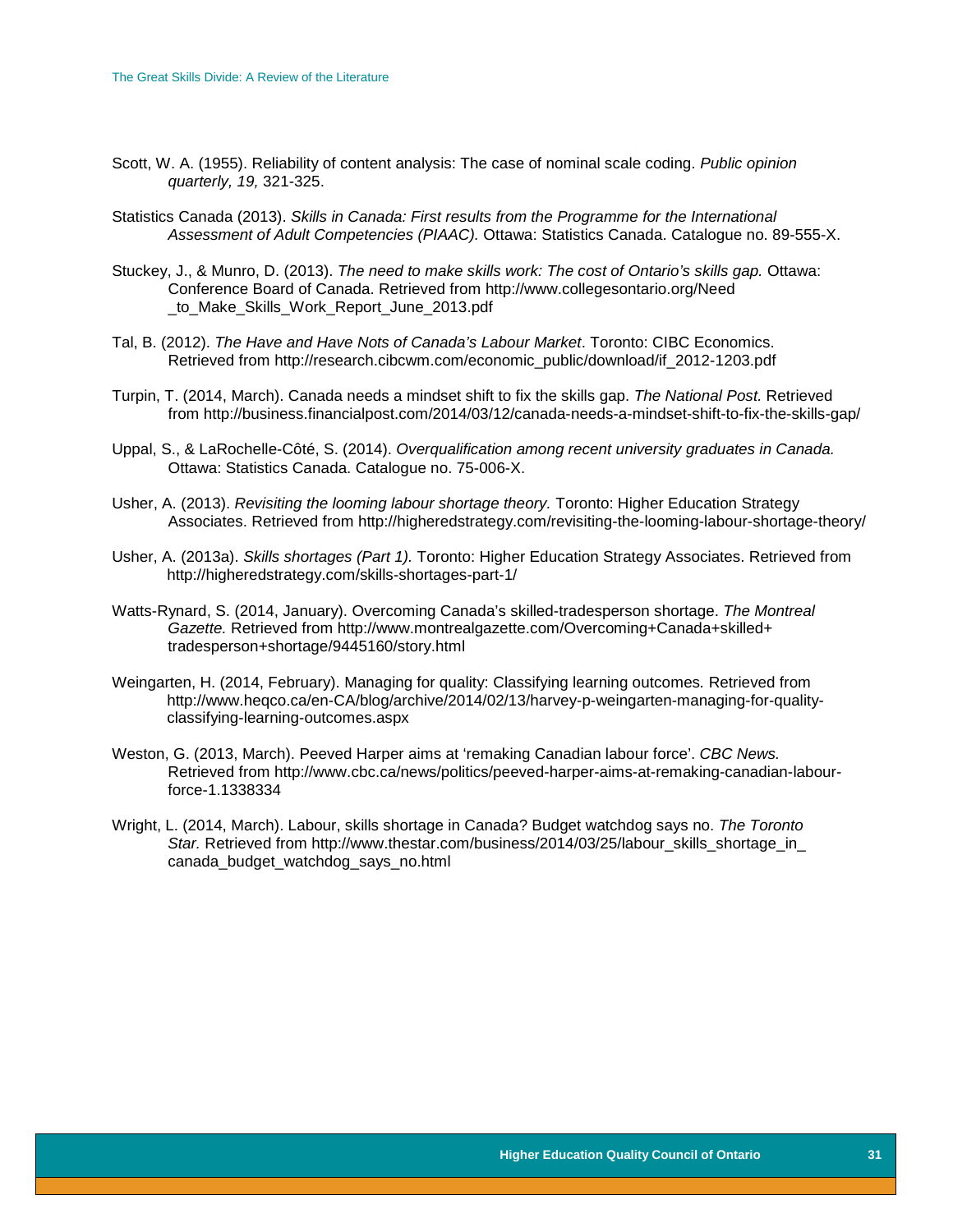Scott, W. A. (1955). Reliability of content analysis: The case of nominal scale coding. *Public opinion quarterly, 19,* 321-325.

Statistics Canada (2013). *Skills in Canada: First results from the Programme for the International Assessment of Adult Competencies (PIAAC).* Ottawa: Statistics Canada. Catalogue no. 89-555-X.

Stuckey, J., & Munro, D. (2013). *The need to make skills work: The cost of Ontario's skills gap.* Ottawa: Conference Board of Canada. Retrieved from http://www.collegesontario.org/Need_to_Make_Skills_Work_Report_June_2013.pdf

Tal, B. (2012). *The Have and Have Nots of Canada's Labour Market*. Toronto: CIBC Economics. Retrieved from http://research.cibcwm.com/economic_public/download/if_2012-1203.pdf

Turpin, T. (2014, March). Canada needs a mindset shift to fix the skills gap. *The National Post.* Retrieved from http://business.financialpost.com/2014/03/12/canada-needs-a-mindset-shift-to-fix-the-skills-gap/

Uppal, S., & LaRochelle-Côté, S. (2014). *Overqualification among recent university graduates in Canada.* Ottawa: Statistics Canada. Catalogue no. 75-006-X.

Usher, A. (2013). *Revisiting the looming labour shortage theory.* Toronto: Higher Education Strategy Associates. Retrieved from http://higheredstrategy.com/revisiting-the-looming-labour-shortage-theory/

Usher, A. (2013a). *Skills shortages (Part 1).* Toronto: Higher Education Strategy Associates. Retrieved from http://higheredstrategy.com/skills-shortages-part-1/

Watts-Rynard, S. (2014, January). Overcoming Canada's skilled-tradesperson shortage. *The Montreal Gazette.* Retrieved from http://www.montrealgazette.com/Overcoming+Canada+skilled+tradesperson+shortage/9445160/story.html

Weingarten, H. (2014, February). Managing for quality: Classifying learning outcomes. Retrieved from http://www.heqco.ca/en-CA/blog/archive/2014/02/13/harvey-p-weingarten-managing-for-quality-classifying-learning-outcomes.aspx

Weston, G. (2013, March). Peeved Harper aims at 'remaking Canadian labour force'. *CBC News.* Retrieved from http://www.cbc.ca/news/politics/peeved-harper-aims-at-remaking-canadian-labour-force-1.1338334

Wright, L. (2014, March). Labour, skills shortage in Canada? Budget watchdog says no. *The Toronto Star.* Retrieved from http://www.thestar.com/business/2014/03/25/labour_skills_shortage_in_canada_budget_watchdog_says_no.html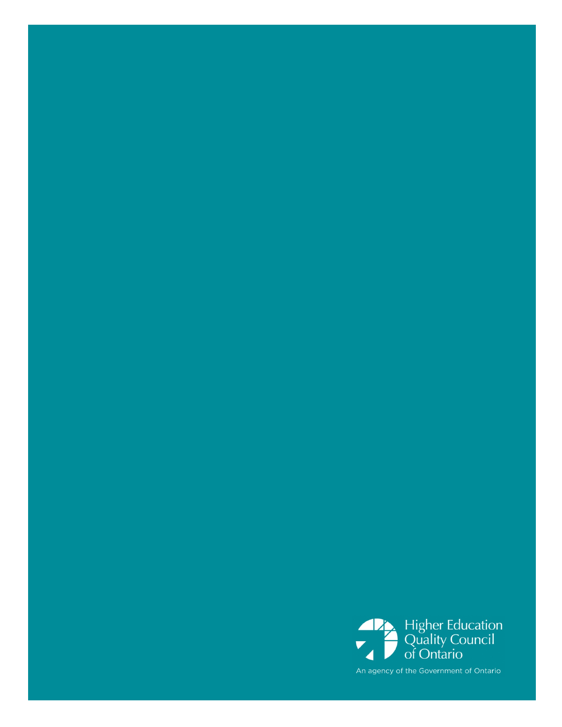Higher Education Quality Council of Ontario

An agency of the Government of Ontario